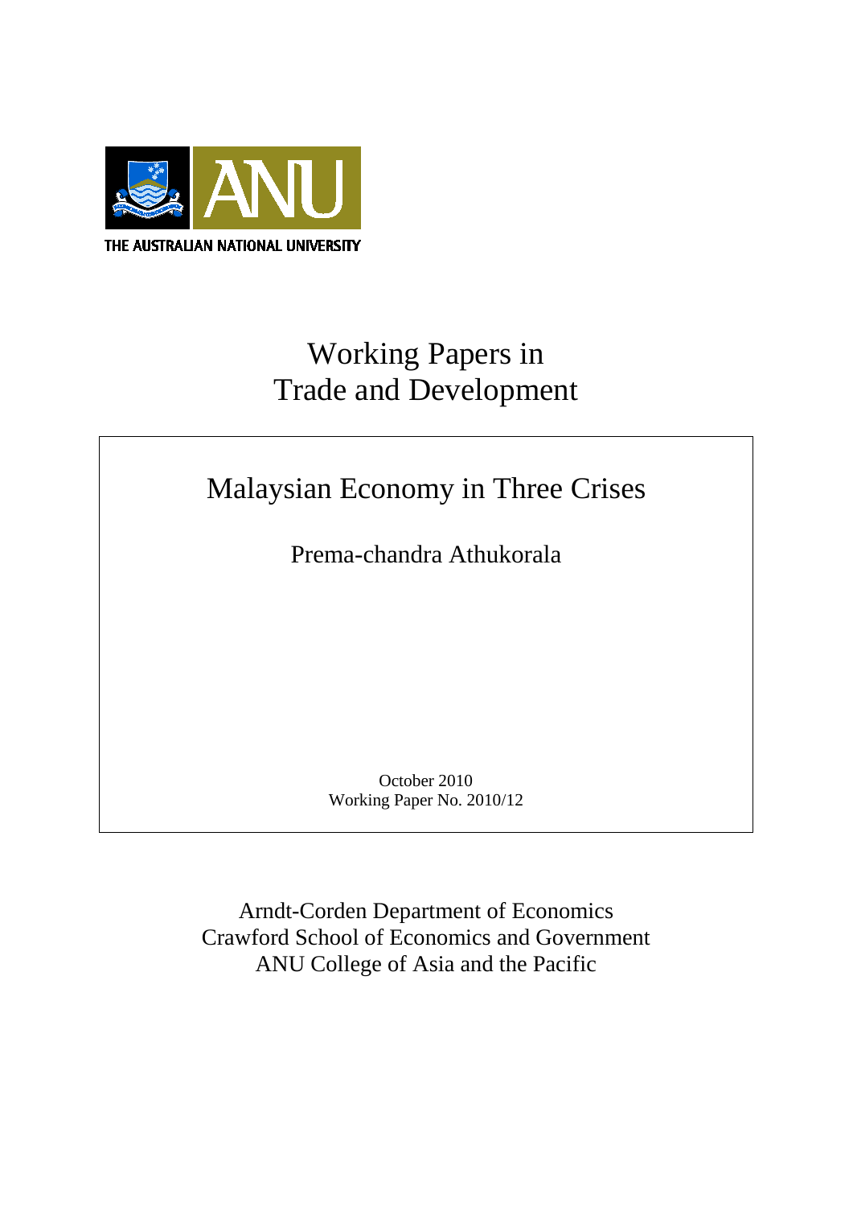THE AUSTRALIAN NATIONAL UNIVERSITY

# Working Papers in Trade and Development

## Malaysian Economy in Three Crises

Prema-chandra Athukorala

October 2010
Working Paper No. 2010/12

Arndt-Corden Department of Economics
Crawford School of Economics and Government
ANU College of Asia and the Pacific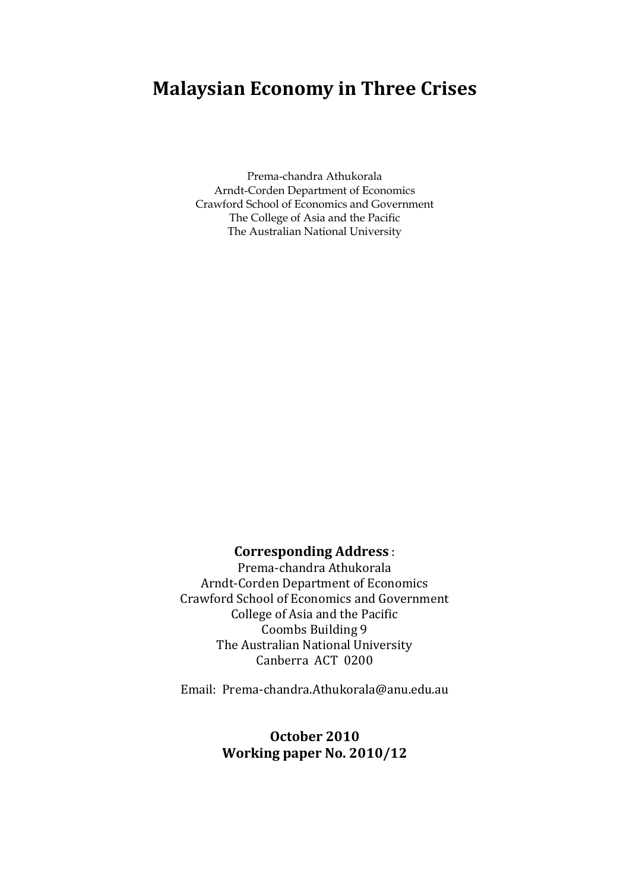# Malaysian Economy in Three Crises

Prema-chandra Athukorala
Arndt-Corden Department of Economics
Crawford School of Economics and Government
The College of Asia and the Pacific
The Australian National University

**Corresponding Address** :
Prema-chandra Athukorala
Arndt-Corden Department of Economics
Crawford School of Economics and Government
College of Asia and the Pacific
Coombs Building 9
The Australian National University
Canberra ACT 0200

Email: Prema-chandra.Athukorala@anu.edu.au

**October 2010**
**Working paper No. 2010/12**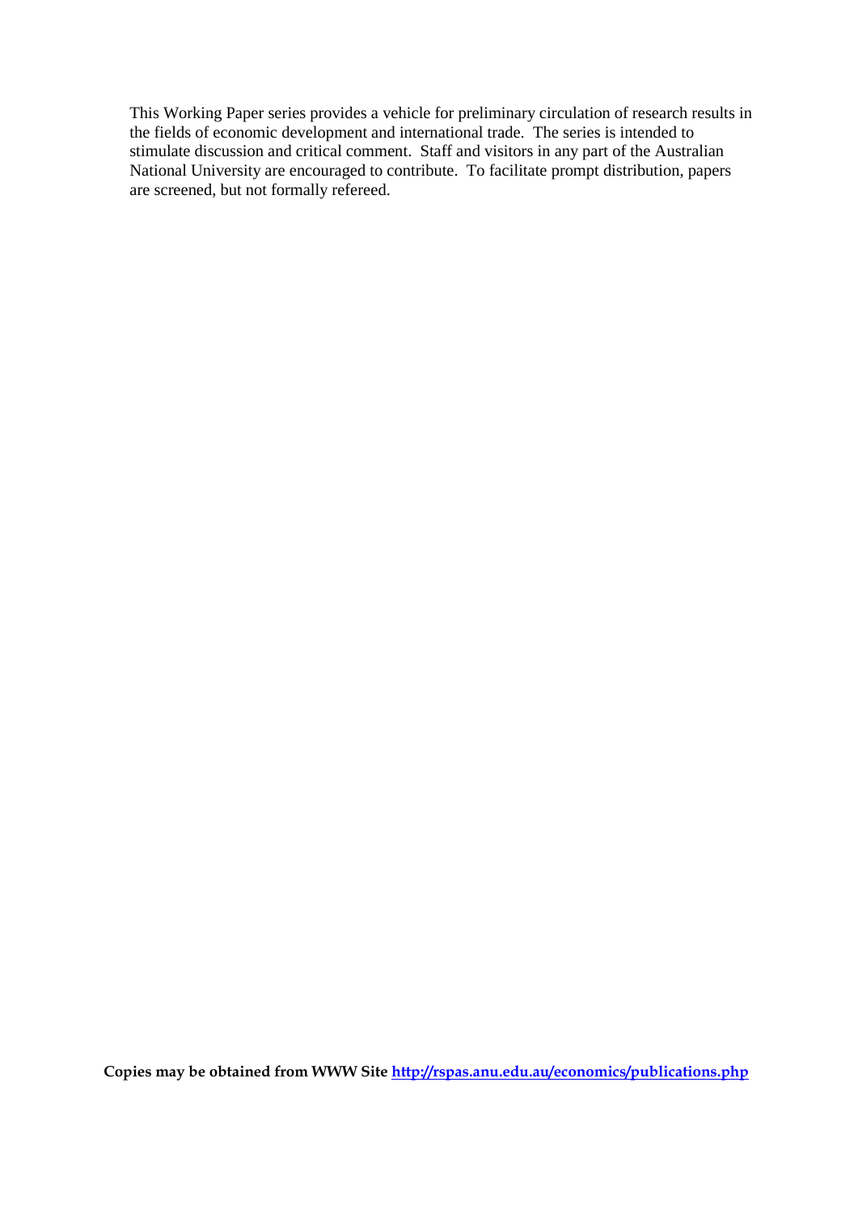This Working Paper series provides a vehicle for preliminary circulation of research results in the fields of economic development and international trade. The series is intended to stimulate discussion and critical comment. Staff and visitors in any part of the Australian National University are encouraged to contribute. To facilitate prompt distribution, papers are screened, but not formally refereed.

**Copies may be obtained from WWW Site [http://rspas.anu.edu.au/economics/publications.php](http://rspas.anu.edu.au/economics/publications.php)**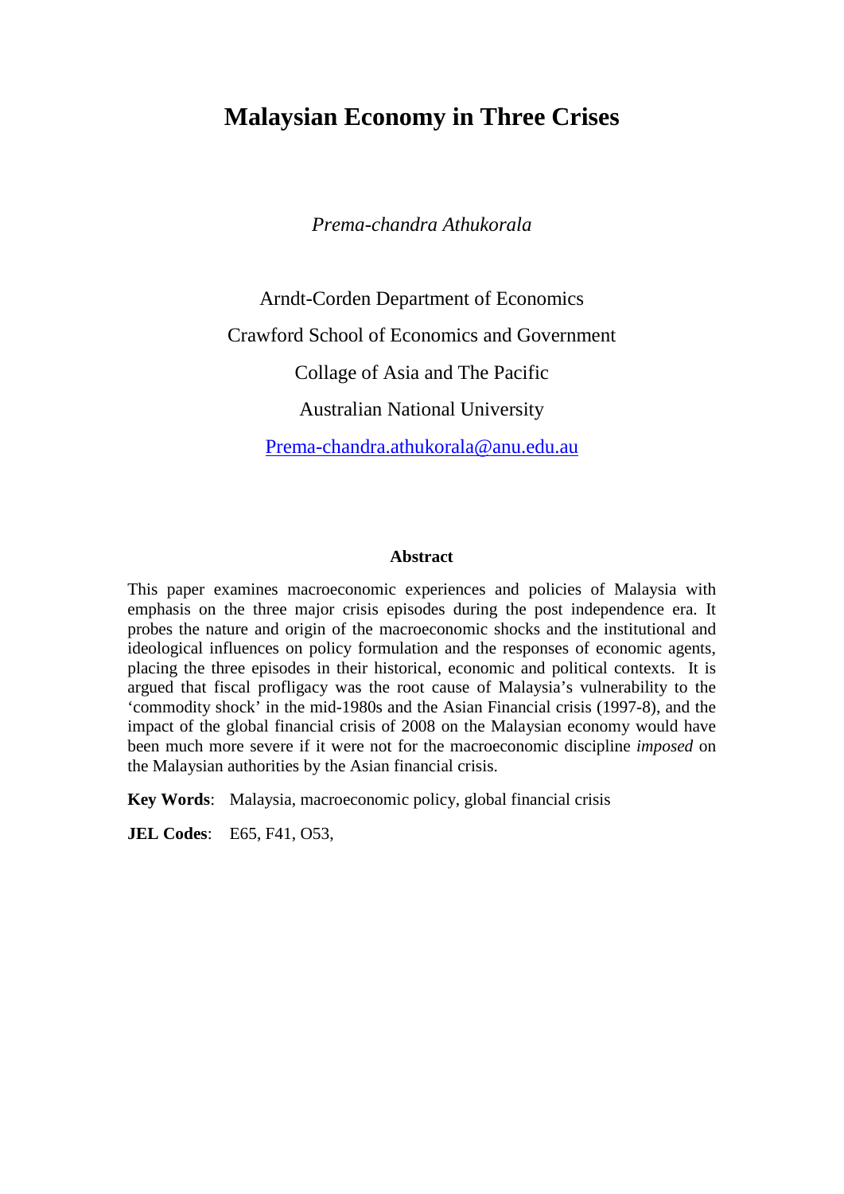# Malaysian Economy in Three Crises

*Prema-chandra Athukorala*

Arndt-Corden Department of Economics

Crawford School of Economics and Government

Collage of Asia and The Pacific

Australian National University

Prema-chandra.athukorala@anu.edu.au

### Abstract

This paper examines macroeconomic experiences and policies of Malaysia with emphasis on the three major crisis episodes during the post independence era. It probes the nature and origin of the macroeconomic shocks and the institutional and ideological influences on policy formulation and the responses of economic agents, placing the three episodes in their historical, economic and political contexts. It is argued that fiscal profligacy was the root cause of Malaysia's vulnerability to the 'commodity shock' in the mid-1980s and the Asian Financial crisis (1997-8), and the impact of the global financial crisis of 2008 on the Malaysian economy would have been much more severe if it were not for the macroeconomic discipline *imposed* on the Malaysian authorities by the Asian financial crisis.

**Key Words**: Malaysia, macroeconomic policy, global financial crisis

**JEL Codes**: E65, F41, O53,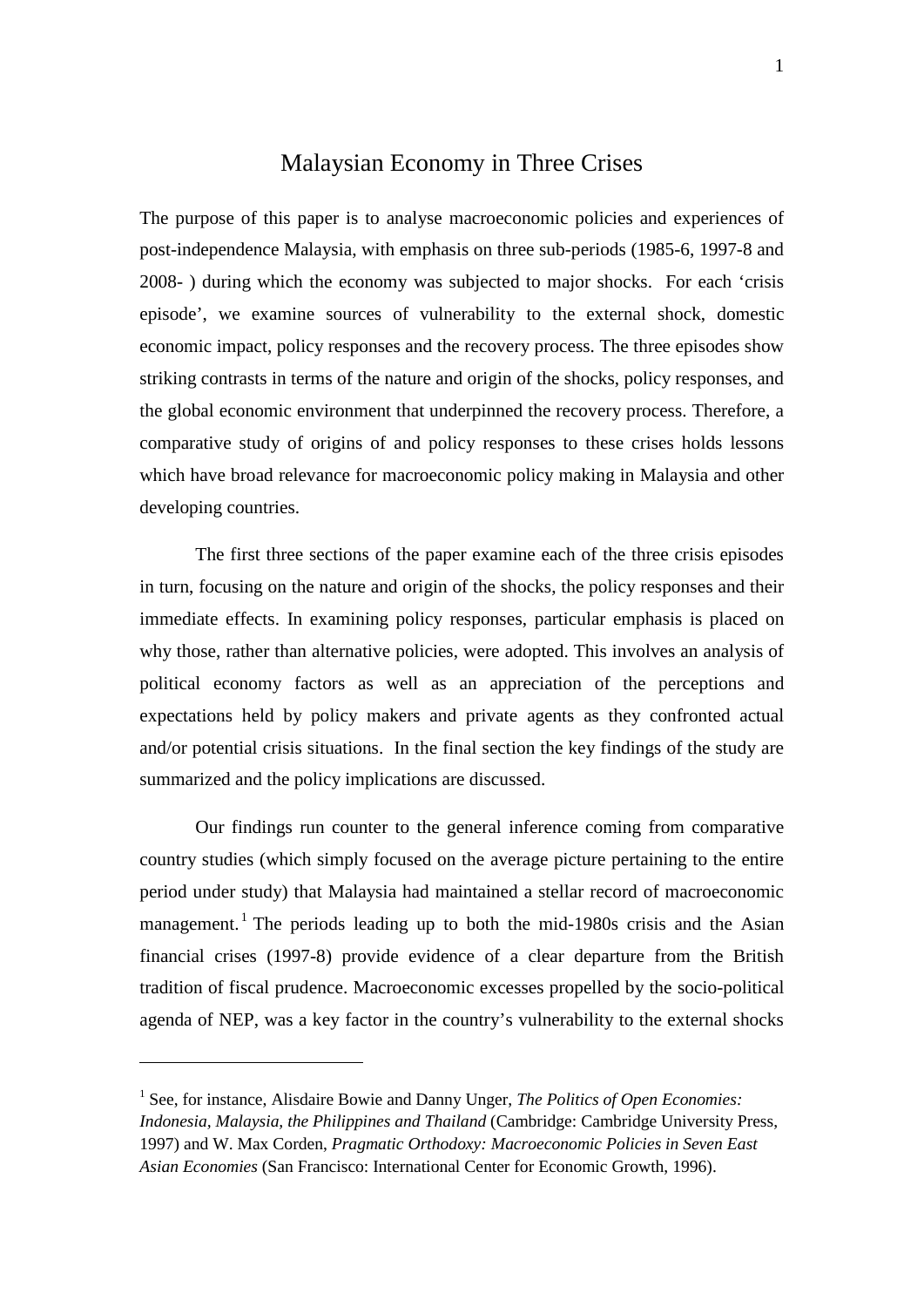# Malaysian Economy in Three Crises

The purpose of this paper is to analyse macroeconomic policies and experiences of post-independence Malaysia, with emphasis on three sub-periods (1985-6, 1997-8 and 2008- ) during which the economy was subjected to major shocks. For each 'crisis episode', we examine sources of vulnerability to the external shock, domestic economic impact, policy responses and the recovery process. The three episodes show striking contrasts in terms of the nature and origin of the shocks, policy responses, and the global economic environment that underpinned the recovery process. Therefore, a comparative study of origins of and policy responses to these crises holds lessons which have broad relevance for macroeconomic policy making in Malaysia and other developing countries.

The first three sections of the paper examine each of the three crisis episodes in turn, focusing on the nature and origin of the shocks, the policy responses and their immediate effects. In examining policy responses, particular emphasis is placed on why those, rather than alternative policies, were adopted. This involves an analysis of political economy factors as well as an appreciation of the perceptions and expectations held by policy makers and private agents as they confronted actual and/or potential crisis situations. In the final section the key findings of the study are summarized and the policy implications are discussed.

Our findings run counter to the general inference coming from comparative country studies (which simply focused on the average picture pertaining to the entire period under study) that Malaysia had maintained a stellar record of macroeconomic management.[1] The periods leading up to both the mid-1980s crisis and the Asian financial crises (1997-8) provide evidence of a clear departure from the British tradition of fiscal prudence. Macroeconomic excesses propelled by the socio-political agenda of NEP, was a key factor in the country's vulnerability to the external shocks

---

[1] See, for instance, Alisdaire Bowie and Danny Unger, *The Politics of Open Economies: Indonesia, Malaysia, the Philippines and Thailand* (Cambridge: Cambridge University Press, 1997) and W. Max Corden, *Pragmatic Orthodoxy: Macroeconomic Policies in Seven East Asian Economies* (San Francisco: International Center for Economic Growth, 1996).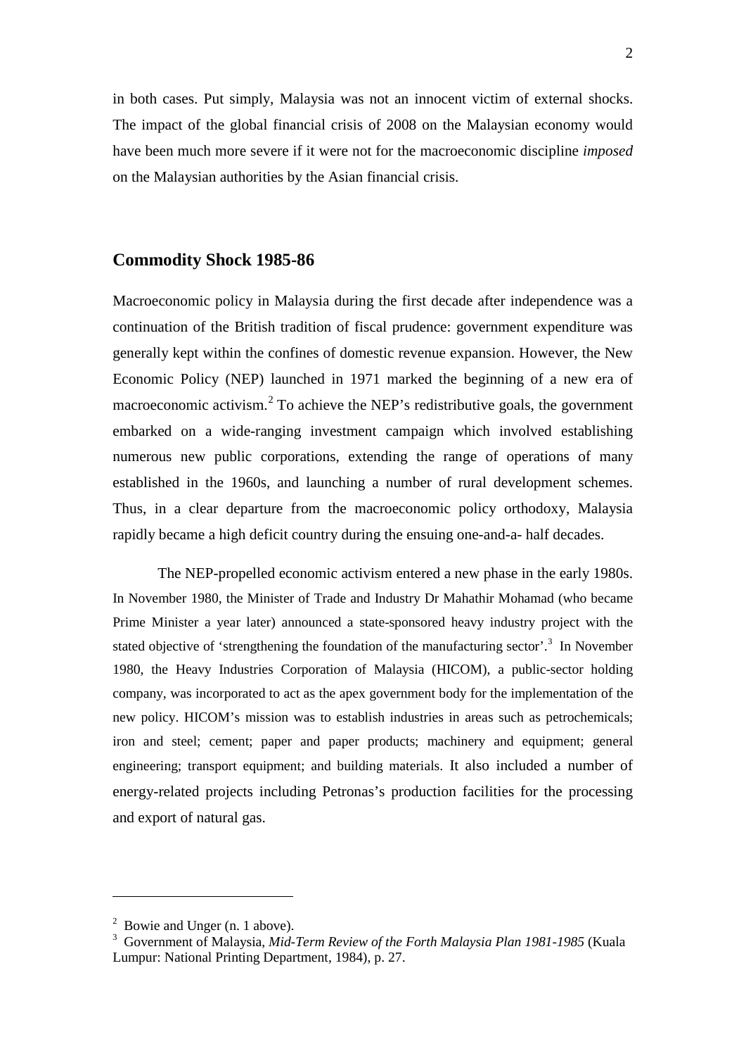in both cases. Put simply, Malaysia was not an innocent victim of external shocks. The impact of the global financial crisis of 2008 on the Malaysian economy would have been much more severe if it were not for the macroeconomic discipline *imposed* on the Malaysian authorities by the Asian financial crisis.

## Commodity Shock 1985-86

Macroeconomic policy in Malaysia during the first decade after independence was a continuation of the British tradition of fiscal prudence: government expenditure was generally kept within the confines of domestic revenue expansion. However, the New Economic Policy (NEP) launched in 1971 marked the beginning of a new era of macroeconomic activism.[2] To achieve the NEP's redistributive goals, the government embarked on a wide-ranging investment campaign which involved establishing numerous new public corporations, extending the range of operations of many established in the 1960s, and launching a number of rural development schemes. Thus, in a clear departure from the macroeconomic policy orthodoxy, Malaysia rapidly became a high deficit country during the ensuing one-and-a- half decades.

The NEP-propelled economic activism entered a new phase in the early 1980s. In November 1980, the Minister of Trade and Industry Dr Mahathir Mohamad (who became Prime Minister a year later) announced a state-sponsored heavy industry project with the stated objective of 'strengthening the foundation of the manufacturing sector'.[3] In November 1980, the Heavy Industries Corporation of Malaysia (HICOM), a public-sector holding company, was incorporated to act as the apex government body for the implementation of the new policy. HICOM's mission was to establish industries in areas such as petrochemicals; iron and steel; cement; paper and paper products; machinery and equipment; general engineering; transport equipment; and building materials. It also included a number of energy-related projects including Petronas's production facilities for the processing and export of natural gas.

---

[2] Bowie and Unger (n. 1 above).

[3] Government of Malaysia, *Mid-Term Review of the Forth Malaysia Plan 1981-1985* (Kuala Lumpur: National Printing Department, 1984), p. 27.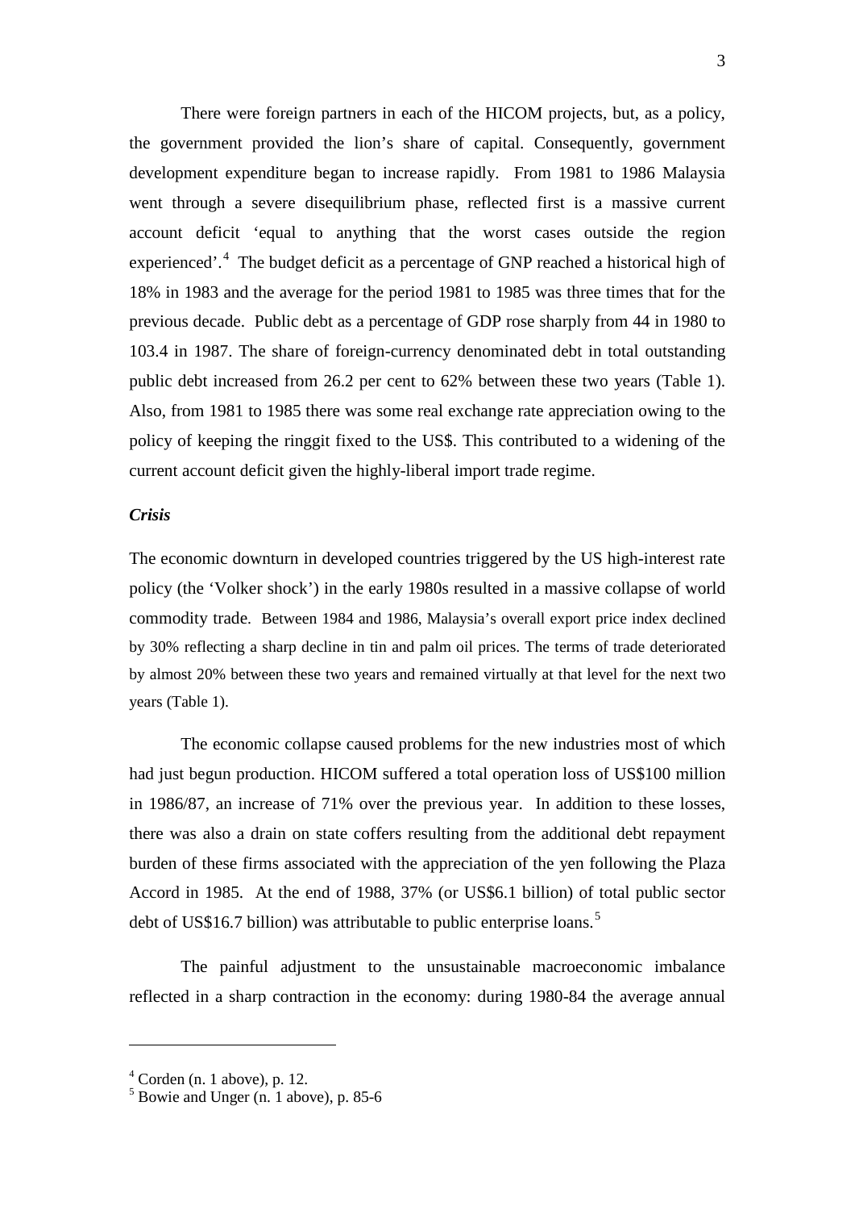There were foreign partners in each of the HICOM projects, but, as a policy, the government provided the lion's share of capital. Consequently, government development expenditure began to increase rapidly. From 1981 to 1986 Malaysia went through a severe disequilibrium phase, reflected first is a massive current account deficit 'equal to anything that the worst cases outside the region experienced'.[4] The budget deficit as a percentage of GNP reached a historical high of 18% in 1983 and the average for the period 1981 to 1985 was three times that for the previous decade. Public debt as a percentage of GDP rose sharply from 44 in 1980 to 103.4 in 1987. The share of foreign-currency denominated debt in total outstanding public debt increased from 26.2 per cent to 62% between these two years (Table 1). Also, from 1981 to 1985 there was some real exchange rate appreciation owing to the policy of keeping the ringgit fixed to the US$. This contributed to a widening of the current account deficit given the highly-liberal import trade regime.

***Crisis***

The economic downturn in developed countries triggered by the US high-interest rate policy (the 'Volker shock') in the early 1980s resulted in a massive collapse of world commodity trade. Between 1984 and 1986, Malaysia's overall export price index declined by 30% reflecting a sharp decline in tin and palm oil prices. The terms of trade deteriorated by almost 20% between these two years and remained virtually at that level for the next two years (Table 1).

The economic collapse caused problems for the new industries most of which had just begun production. HICOM suffered a total operation loss of US$100 million in 1986/87, an increase of 71% over the previous year. In addition to these losses, there was also a drain on state coffers resulting from the additional debt repayment burden of these firms associated with the appreciation of the yen following the Plaza Accord in 1985. At the end of 1988, 37% (or US$6.1 billion) of total public sector debt of US$16.7 billion) was attributable to public enterprise loans.[5]

The painful adjustment to the unsustainable macroeconomic imbalance reflected in a sharp contraction in the economy: during 1980-84 the average annual

---

[4] Corden (n. 1 above), p. 12.

[5] Bowie and Unger (n. 1 above), p. 85-6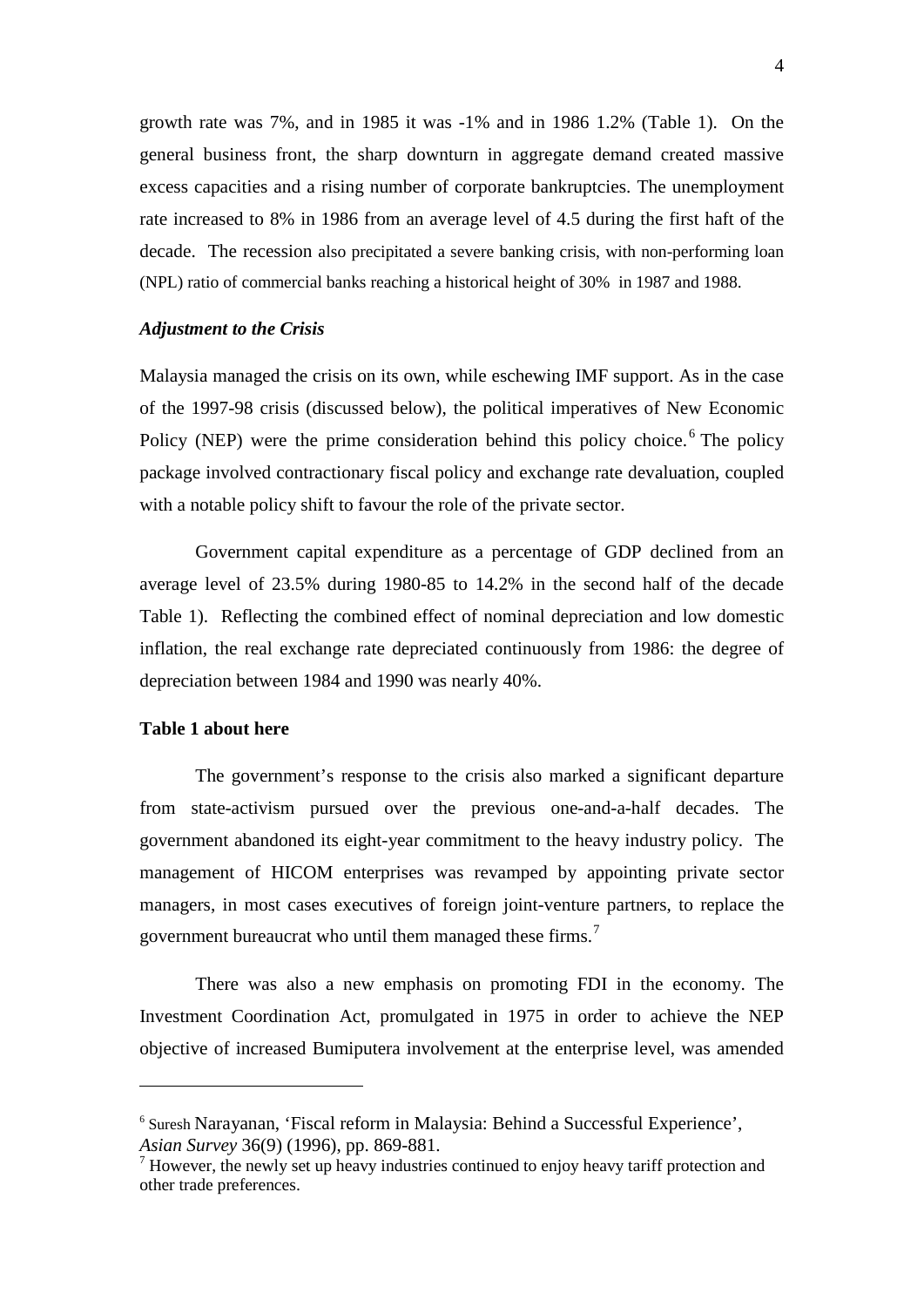growth rate was 7%, and in 1985 it was -1% and in 1986 1.2% (Table 1). On the general business front, the sharp downturn in aggregate demand created massive excess capacities and a rising number of corporate bankruptcies. The unemployment rate increased to 8% in 1986 from an average level of 4.5 during the first haft of the decade. The recession also precipitated a severe banking crisis, with non-performing loan (NPL) ratio of commercial banks reaching a historical height of 30% in 1987 and 1988.

### *Adjustment to the Crisis*

Malaysia managed the crisis on its own, while eschewing IMF support. As in the case of the 1997-98 crisis (discussed below), the political imperatives of New Economic Policy (NEP) were the prime consideration behind this policy choice.[6] The policy package involved contractionary fiscal policy and exchange rate devaluation, coupled with a notable policy shift to favour the role of the private sector.

Government capital expenditure as a percentage of GDP declined from an average level of 23.5% during 1980-85 to 14.2% in the second half of the decade Table 1). Reflecting the combined effect of nominal depreciation and low domestic inflation, the real exchange rate depreciated continuously from 1986: the degree of depreciation between 1984 and 1990 was nearly 40%.

**Table 1 about here**

The government's response to the crisis also marked a significant departure from state-activism pursued over the previous one-and-a-half decades. The government abandoned its eight-year commitment to the heavy industry policy. The management of HICOM enterprises was revamped by appointing private sector managers, in most cases executives of foreign joint-venture partners, to replace the government bureaucrat who until them managed these firms.[7]

There was also a new emphasis on promoting FDI in the economy. The Investment Coordination Act, promulgated in 1975 in order to achieve the NEP objective of increased Bumiputera involvement at the enterprise level, was amended

---

[6] Suresh Narayanan, 'Fiscal reform in Malaysia: Behind a Successful Experience', *Asian Survey* 36(9) (1996), pp. 869-881.

[7] However, the newly set up heavy industries continued to enjoy heavy tariff protection and other trade preferences.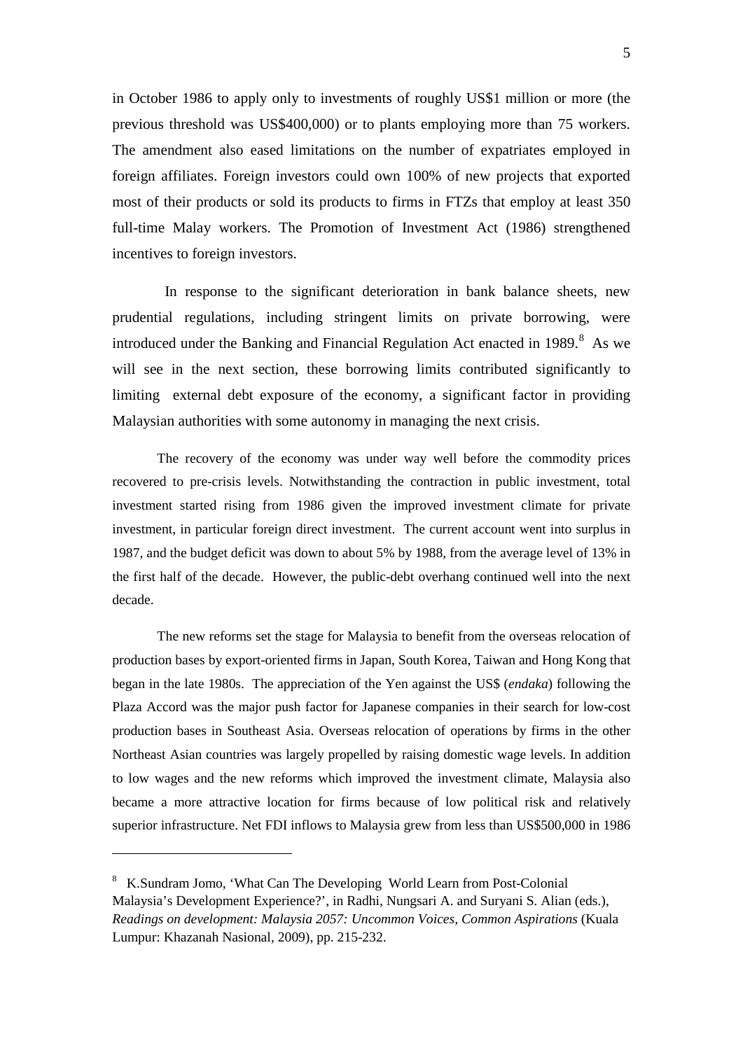in October 1986 to apply only to investments of roughly US$1 million or more (the previous threshold was US$400,000) or to plants employing more than 75 workers. The amendment also eased limitations on the number of expatriates employed in foreign affiliates. Foreign investors could own 100% of new projects that exported most of their products or sold its products to firms in FTZs that employ at least 350 full-time Malay workers. The Promotion of Investment Act (1986) strengthened incentives to foreign investors.

In response to the significant deterioration in bank balance sheets, new prudential regulations, including stringent limits on private borrowing, were introduced under the Banking and Financial Regulation Act enacted in 1989.[8] As we will see in the next section, these borrowing limits contributed significantly to limiting external debt exposure of the economy, a significant factor in providing Malaysian authorities with some autonomy in managing the next crisis.

The recovery of the economy was under way well before the commodity prices recovered to pre-crisis levels. Notwithstanding the contraction in public investment, total investment started rising from 1986 given the improved investment climate for private investment, in particular foreign direct investment. The current account went into surplus in 1987, and the budget deficit was down to about 5% by 1988, from the average level of 13% in the first half of the decade. However, the public-debt overhang continued well into the next decade.

The new reforms set the stage for Malaysia to benefit from the overseas relocation of production bases by export-oriented firms in Japan, South Korea, Taiwan and Hong Kong that began in the late 1980s. The appreciation of the Yen against the US$ (*endaka*) following the Plaza Accord was the major push factor for Japanese companies in their search for low-cost production bases in Southeast Asia. Overseas relocation of operations by firms in the other Northeast Asian countries was largely propelled by raising domestic wage levels. In addition to low wages and the new reforms which improved the investment climate, Malaysia also became a more attractive location for firms because of low political risk and relatively superior infrastructure. Net FDI inflows to Malaysia grew from less than US$500,000 in 1986

---

[8] K.Sundram Jomo, 'What Can The Developing World Learn from Post-Colonial Malaysia's Development Experience?', in Radhi, Nungsari A. and Suryani S. Alian (eds.), *Readings on development: Malaysia 2057: Uncommon Voices, Common Aspirations* (Kuala Lumpur: Khazanah Nasional, 2009), pp. 215-232.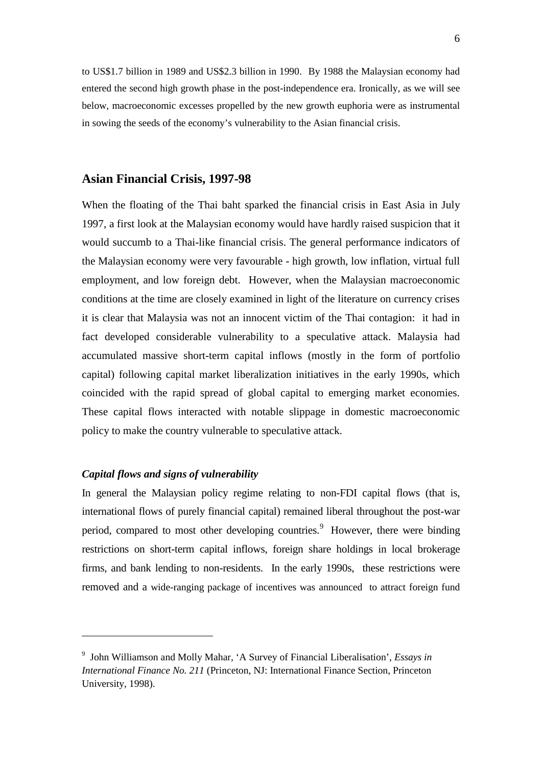to US$1.7 billion in 1989 and US$2.3 billion in 1990. By 1988 the Malaysian economy had entered the second high growth phase in the post-independence era. Ironically, as we will see below, macroeconomic excesses propelled by the new growth euphoria were as instrumental in sowing the seeds of the economy's vulnerability to the Asian financial crisis.

## Asian Financial Crisis, 1997-98

When the floating of the Thai baht sparked the financial crisis in East Asia in July 1997, a first look at the Malaysian economy would have hardly raised suspicion that it would succumb to a Thai-like financial crisis. The general performance indicators of the Malaysian economy were very favourable - high growth, low inflation, virtual full employment, and low foreign debt. However, when the Malaysian macroeconomic conditions at the time are closely examined in light of the literature on currency crises it is clear that Malaysia was not an innocent victim of the Thai contagion: it had in fact developed considerable vulnerability to a speculative attack. Malaysia had accumulated massive short-term capital inflows (mostly in the form of portfolio capital) following capital market liberalization initiatives in the early 1990s, which coincided with the rapid spread of global capital to emerging market economies. These capital flows interacted with notable slippage in domestic macroeconomic policy to make the country vulnerable to speculative attack.

### *Capital flows and signs of vulnerability*

In general the Malaysian policy regime relating to non-FDI capital flows (that is, international flows of purely financial capital) remained liberal throughout the post-war period, compared to most other developing countries.[9] However, there were binding restrictions on short-term capital inflows, foreign share holdings in local brokerage firms, and bank lending to non-residents. In the early 1990s, these restrictions were removed and a wide-ranging package of incentives was announced to attract foreign fund

---

[9] John Williamson and Molly Mahar, 'A Survey of Financial Liberalisation', *Essays in International Finance No. 211* (Princeton, NJ: International Finance Section, Princeton University, 1998).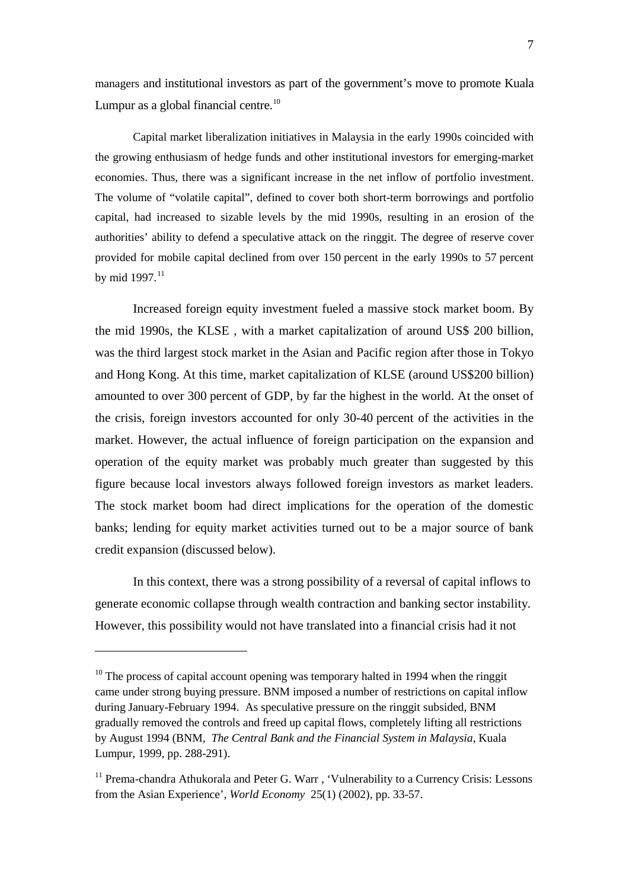managers and institutional investors as part of the government's move to promote Kuala Lumpur as a global financial centre.[10]

Capital market liberalization initiatives in Malaysia in the early 1990s coincided with the growing enthusiasm of hedge funds and other institutional investors for emerging-market economies. Thus, there was a significant increase in the net inflow of portfolio investment. The volume of "volatile capital", defined to cover both short-term borrowings and portfolio capital, had increased to sizable levels by the mid 1990s, resulting in an erosion of the authorities' ability to defend a speculative attack on the ringgit. The degree of reserve cover provided for mobile capital declined from over 150 percent in the early 1990s to 57 percent by mid 1997.[11]

Increased foreign equity investment fueled a massive stock market boom. By the mid 1990s, the KLSE , with a market capitalization of around US$ 200 billion, was the third largest stock market in the Asian and Pacific region after those in Tokyo and Hong Kong. At this time, market capitalization of KLSE (around US$200 billion) amounted to over 300 percent of GDP, by far the highest in the world. At the onset of the crisis, foreign investors accounted for only 30-40 percent of the activities in the market. However, the actual influence of foreign participation on the expansion and operation of the equity market was probably much greater than suggested by this figure because local investors always followed foreign investors as market leaders. The stock market boom had direct implications for the operation of the domestic banks; lending for equity market activities turned out to be a major source of bank credit expansion (discussed below).

In this context, there was a strong possibility of a reversal of capital inflows to generate economic collapse through wealth contraction and banking sector instability. However, this possibility would not have translated into a financial crisis had it not

---

[10] The process of capital account opening was temporary halted in 1994 when the ringgit came under strong buying pressure. BNM imposed a number of restrictions on capital inflow during January-February 1994. As speculative pressure on the ringgit subsided, BNM gradually removed the controls and freed up capital flows, completely lifting all restrictions by August 1994 (BNM, *The Central Bank and the Financial System in Malaysia*, Kuala Lumpur, 1999, pp. 288-291).

[11] Prema-chandra Athukorala and Peter G. Warr , 'Vulnerability to a Currency Crisis: Lessons from the Asian Experience', *World Economy* 25(1) (2002), pp. 33-57.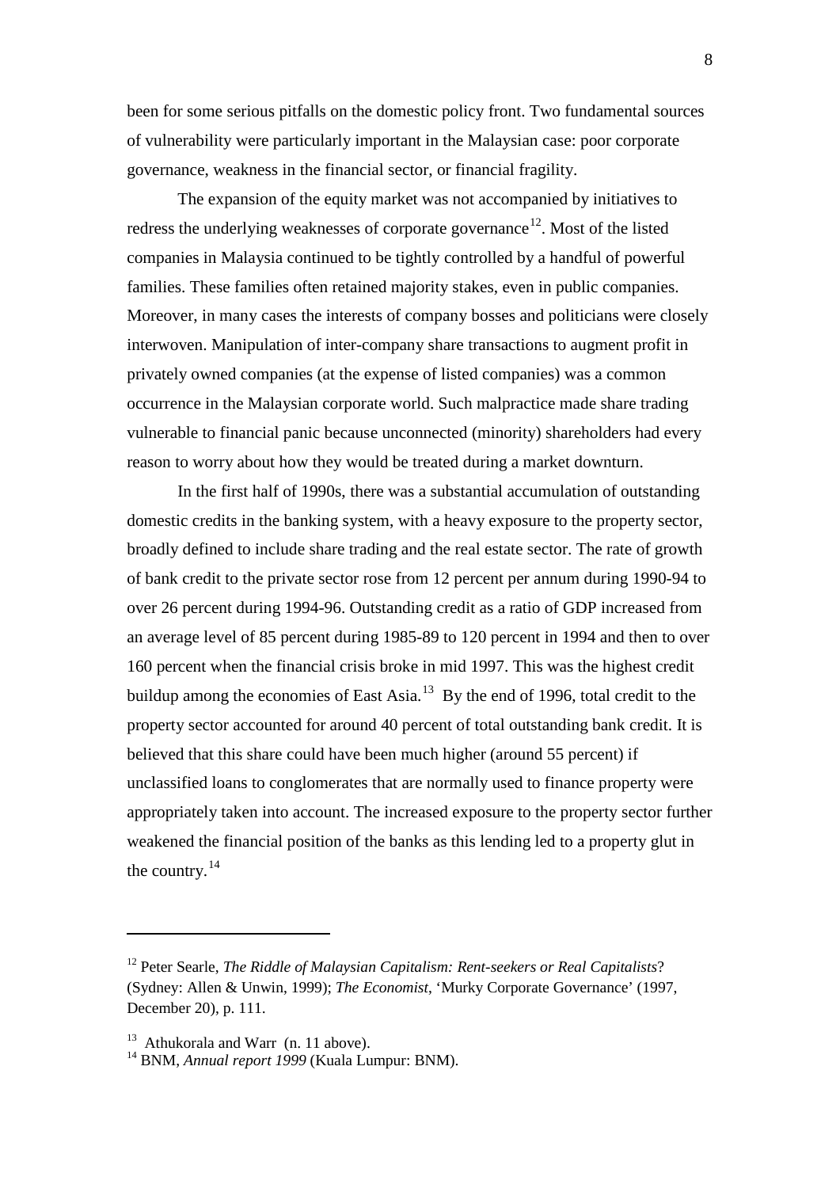been for some serious pitfalls on the domestic policy front. Two fundamental sources of vulnerability were particularly important in the Malaysian case: poor corporate governance, weakness in the financial sector, or financial fragility.

The expansion of the equity market was not accompanied by initiatives to redress the underlying weaknesses of corporate governance[12]. Most of the listed companies in Malaysia continued to be tightly controlled by a handful of powerful families. These families often retained majority stakes, even in public companies. Moreover, in many cases the interests of company bosses and politicians were closely interwoven. Manipulation of inter-company share transactions to augment profit in privately owned companies (at the expense of listed companies) was a common occurrence in the Malaysian corporate world. Such malpractice made share trading vulnerable to financial panic because unconnected (minority) shareholders had every reason to worry about how they would be treated during a market downturn.

In the first half of 1990s, there was a substantial accumulation of outstanding domestic credits in the banking system, with a heavy exposure to the property sector, broadly defined to include share trading and the real estate sector. The rate of growth of bank credit to the private sector rose from 12 percent per annum during 1990-94 to over 26 percent during 1994-96. Outstanding credit as a ratio of GDP increased from an average level of 85 percent during 1985-89 to 120 percent in 1994 and then to over 160 percent when the financial crisis broke in mid 1997. This was the highest credit buildup among the economies of East Asia.[13] By the end of 1996, total credit to the property sector accounted for around 40 percent of total outstanding bank credit. It is believed that this share could have been much higher (around 55 percent) if unclassified loans to conglomerates that are normally used to finance property were appropriately taken into account. The increased exposure to the property sector further weakened the financial position of the banks as this lending led to a property glut in the country.[14]

---

[12] Peter Searle, *The Riddle of Malaysian Capitalism: Rent-seekers or Real Capitalists*? (Sydney: Allen & Unwin, 1999); *The Economist*, 'Murky Corporate Governance' (1997, December 20), p. 111.

[13] Athukorala and Warr (n. 11 above).

[14] BNM, *Annual report 1999* (Kuala Lumpur: BNM).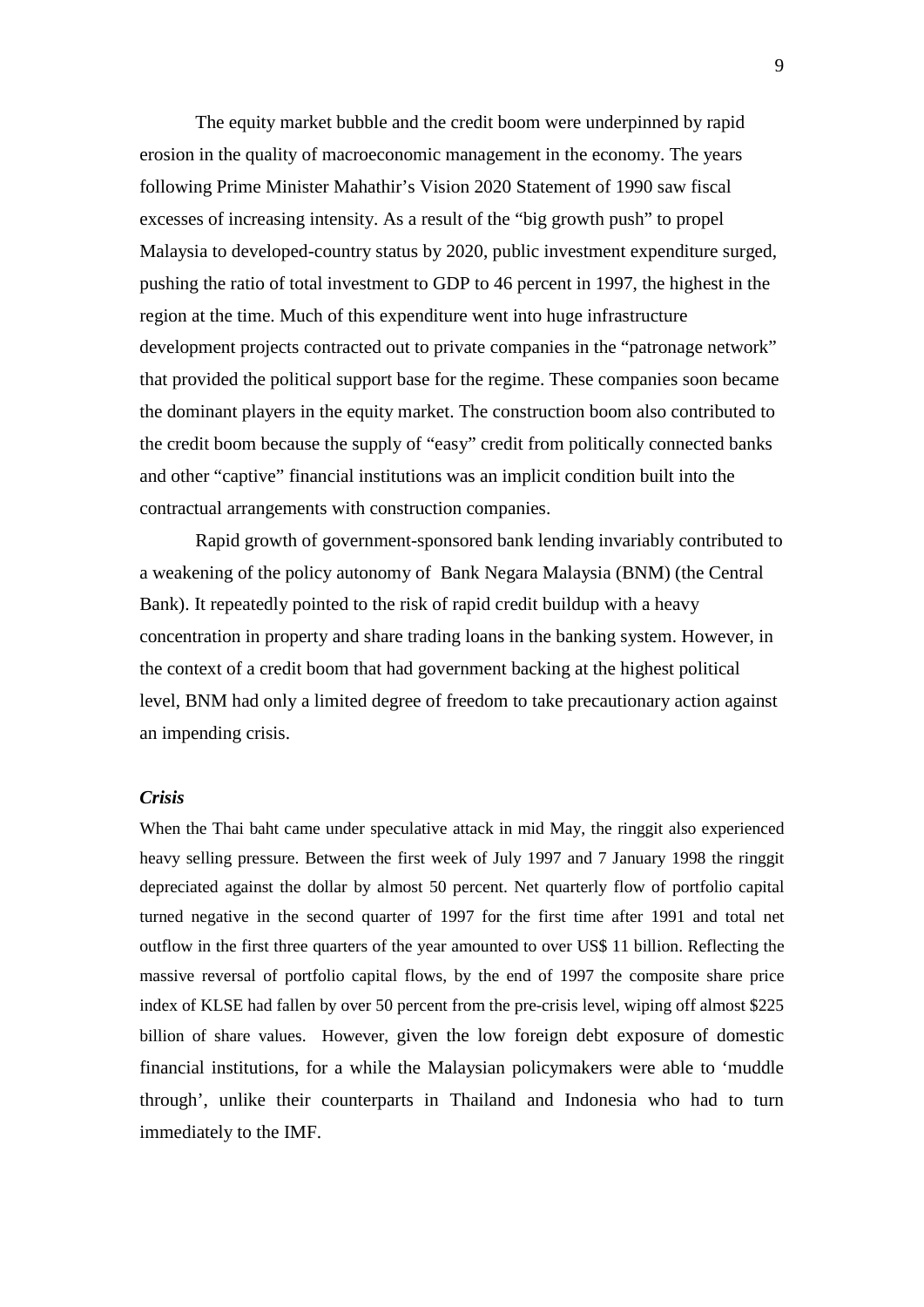The equity market bubble and the credit boom were underpinned by rapid erosion in the quality of macroeconomic management in the economy. The years following Prime Minister Mahathir's Vision 2020 Statement of 1990 saw fiscal excesses of increasing intensity. As a result of the "big growth push" to propel Malaysia to developed-country status by 2020, public investment expenditure surged, pushing the ratio of total investment to GDP to 46 percent in 1997, the highest in the region at the time. Much of this expenditure went into huge infrastructure development projects contracted out to private companies in the "patronage network" that provided the political support base for the regime. These companies soon became the dominant players in the equity market. The construction boom also contributed to the credit boom because the supply of "easy" credit from politically connected banks and other "captive" financial institutions was an implicit condition built into the contractual arrangements with construction companies.

Rapid growth of government-sponsored bank lending invariably contributed to a weakening of the policy autonomy of Bank Negara Malaysia (BNM) (the Central Bank). It repeatedly pointed to the risk of rapid credit buildup with a heavy concentration in property and share trading loans in the banking system. However, in the context of a credit boom that had government backing at the highest political level, BNM had only a limited degree of freedom to take precautionary action against an impending crisis.

### *Crisis*

When the Thai baht came under speculative attack in mid May, the ringgit also experienced heavy selling pressure. Between the first week of July 1997 and 7 January 1998 the ringgit depreciated against the dollar by almost 50 percent. Net quarterly flow of portfolio capital turned negative in the second quarter of 1997 for the first time after 1991 and total net outflow in the first three quarters of the year amounted to over US$ 11 billion. Reflecting the massive reversal of portfolio capital flows, by the end of 1997 the composite share price index of KLSE had fallen by over 50 percent from the pre-crisis level, wiping off almost $225 billion of share values. However, given the low foreign debt exposure of domestic financial institutions, for a while the Malaysian policymakers were able to 'muddle through', unlike their counterparts in Thailand and Indonesia who had to turn immediately to the IMF.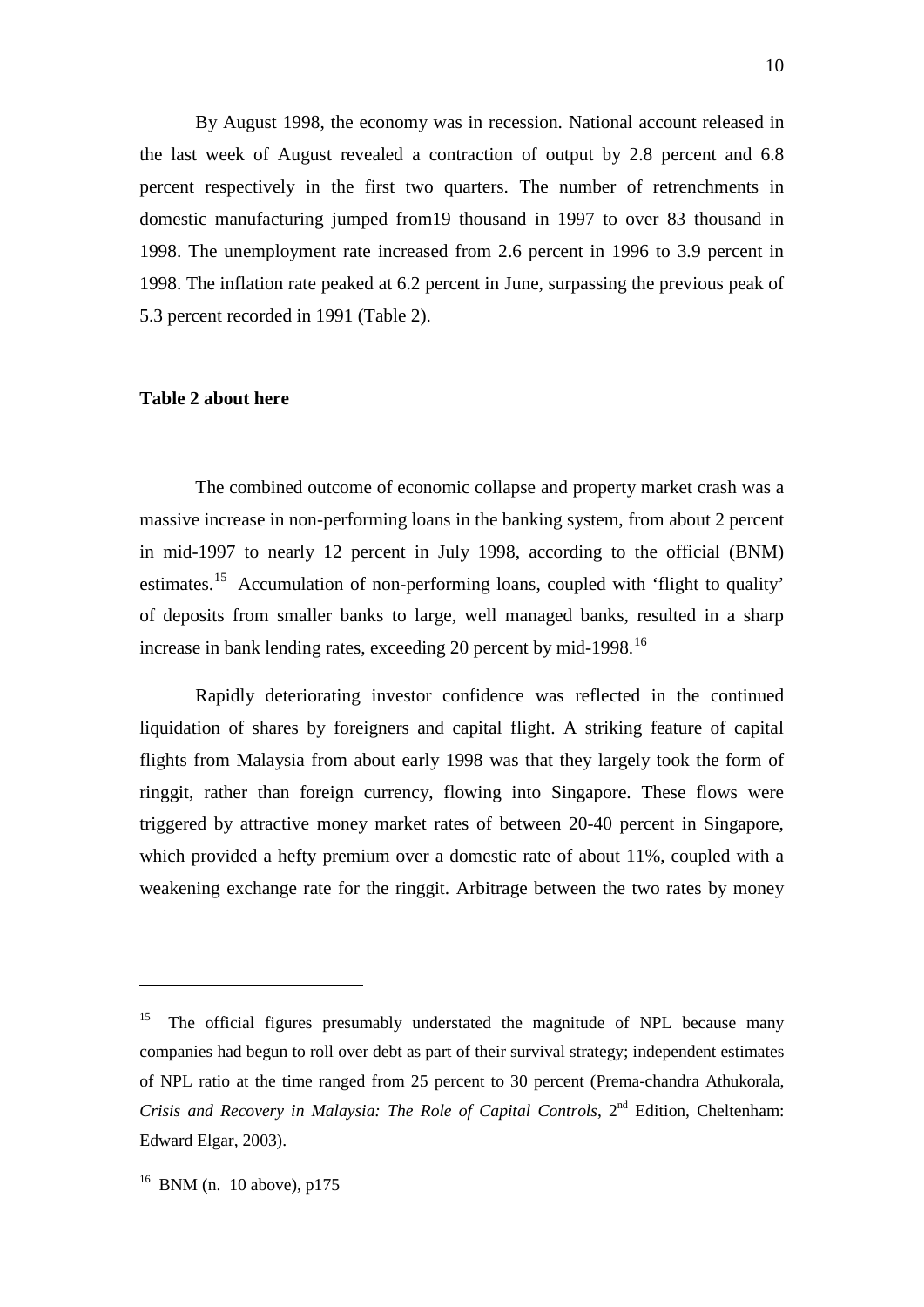By August 1998, the economy was in recession. National account released in the last week of August revealed a contraction of output by 2.8 percent and 6.8 percent respectively in the first two quarters. The number of retrenchments in domestic manufacturing jumped from19 thousand in 1997 to over 83 thousand in 1998. The unemployment rate increased from 2.6 percent in 1996 to 3.9 percent in 1998. The inflation rate peaked at 6.2 percent in June, surpassing the previous peak of 5.3 percent recorded in 1991 (Table 2).

**Table 2 about here**

The combined outcome of economic collapse and property market crash was a massive increase in non-performing loans in the banking system, from about 2 percent in mid-1997 to nearly 12 percent in July 1998, according to the official (BNM) estimates.[15] Accumulation of non-performing loans, coupled with 'flight to quality' of deposits from smaller banks to large, well managed banks, resulted in a sharp increase in bank lending rates, exceeding 20 percent by mid-1998.[16]

Rapidly deteriorating investor confidence was reflected in the continued liquidation of shares by foreigners and capital flight. A striking feature of capital flights from Malaysia from about early 1998 was that they largely took the form of ringgit, rather than foreign currency, flowing into Singapore. These flows were triggered by attractive money market rates of between 20-40 percent in Singapore, which provided a hefty premium over a domestic rate of about 11%, coupled with a weakening exchange rate for the ringgit. Arbitrage between the two rates by money

---

[15] The official figures presumably understated the magnitude of NPL because many companies had begun to roll over debt as part of their survival strategy; independent estimates of NPL ratio at the time ranged from 25 percent to 30 percent (Prema-chandra Athukorala, *Crisis and Recovery in Malaysia: The Role of Capital Controls*, 2nd Edition, Cheltenham: Edward Elgar, 2003).

[16] BNM (n. 10 above), p175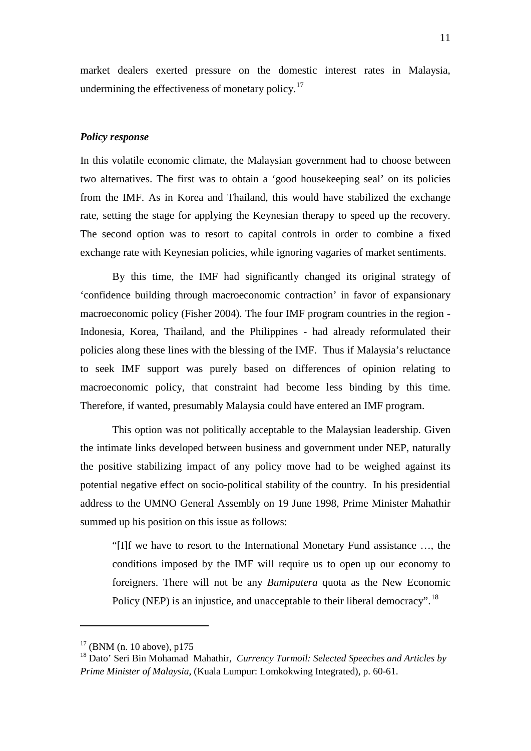market dealers exerted pressure on the domestic interest rates in Malaysia, undermining the effectiveness of monetary policy.[17]

### *Policy response*

In this volatile economic climate, the Malaysian government had to choose between two alternatives. The first was to obtain a 'good housekeeping seal' on its policies from the IMF. As in Korea and Thailand, this would have stabilized the exchange rate, setting the stage for applying the Keynesian therapy to speed up the recovery. The second option was to resort to capital controls in order to combine a fixed exchange rate with Keynesian policies, while ignoring vagaries of market sentiments.

By this time, the IMF had significantly changed its original strategy of 'confidence building through macroeconomic contraction' in favor of expansionary macroeconomic policy (Fisher 2004). The four IMF program countries in the region - Indonesia, Korea, Thailand, and the Philippines - had already reformulated their policies along these lines with the blessing of the IMF. Thus if Malaysia's reluctance to seek IMF support was purely based on differences of opinion relating to macroeconomic policy, that constraint had become less binding by this time. Therefore, if wanted, presumably Malaysia could have entered an IMF program.

This option was not politically acceptable to the Malaysian leadership. Given the intimate links developed between business and government under NEP, naturally the positive stabilizing impact of any policy move had to be weighed against its potential negative effect on socio-political stability of the country. In his presidential address to the UMNO General Assembly on 19 June 1998, Prime Minister Mahathir summed up his position on this issue as follows:

> "[I]f we have to resort to the International Monetary Fund assistance …, the conditions imposed by the IMF will require us to open up our economy to foreigners. There will not be any *Bumiputera* quota as the New Economic Policy (NEP) is an injustice, and unacceptable to their liberal democracy".[18]

---

[17] (BNM (n. 10 above), p175

[18] Dato' Seri Bin Mohamad Mahathir, *Currency Turmoil: Selected Speeches and Articles by Prime Minister of Malaysia*, (Kuala Lumpur: Lomkokwing Integrated), p. 60-61.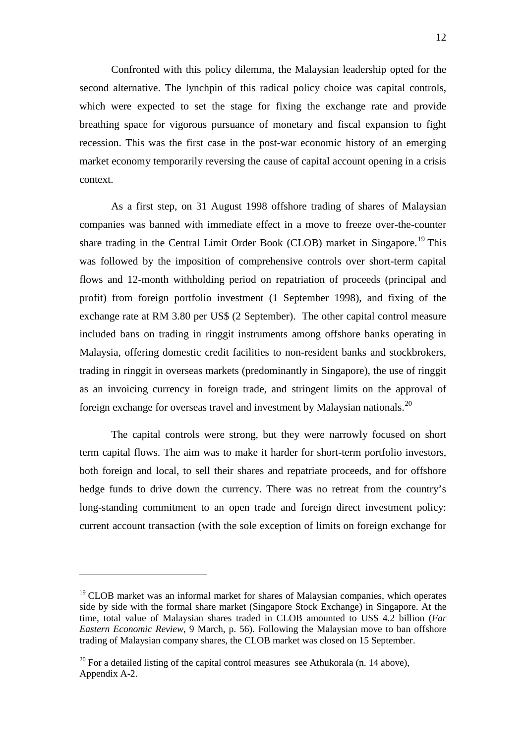Confronted with this policy dilemma, the Malaysian leadership opted for the second alternative. The lynchpin of this radical policy choice was capital controls, which were expected to set the stage for fixing the exchange rate and provide breathing space for vigorous pursuance of monetary and fiscal expansion to fight recession. This was the first case in the post-war economic history of an emerging market economy temporarily reversing the cause of capital account opening in a crisis context.

As a first step, on 31 August 1998 offshore trading of shares of Malaysian companies was banned with immediate effect in a move to freeze over-the-counter share trading in the Central Limit Order Book (CLOB) market in Singapore.[19] This was followed by the imposition of comprehensive controls over short-term capital flows and 12-month withholding period on repatriation of proceeds (principal and profit) from foreign portfolio investment (1 September 1998), and fixing of the exchange rate at RM 3.80 per US$ (2 September). The other capital control measure included bans on trading in ringgit instruments among offshore banks operating in Malaysia, offering domestic credit facilities to non-resident banks and stockbrokers, trading in ringgit in overseas markets (predominantly in Singapore), the use of ringgit as an invoicing currency in foreign trade, and stringent limits on the approval of foreign exchange for overseas travel and investment by Malaysian nationals.[20]

The capital controls were strong, but they were narrowly focused on short term capital flows. The aim was to make it harder for short-term portfolio investors, both foreign and local, to sell their shares and repatriate proceeds, and for offshore hedge funds to drive down the currency. There was no retreat from the country's long-standing commitment to an open trade and foreign direct investment policy: current account transaction (with the sole exception of limits on foreign exchange for

---

[19] CLOB market was an informal market for shares of Malaysian companies, which operates side by side with the formal share market (Singapore Stock Exchange) in Singapore. At the time, total value of Malaysian shares traded in CLOB amounted to US$ 4.2 billion (*Far Eastern Economic Review*, 9 March, p. 56). Following the Malaysian move to ban offshore trading of Malaysian company shares, the CLOB market was closed on 15 September.

[20] For a detailed listing of the capital control measures see Athukorala (n. 14 above), Appendix A-2.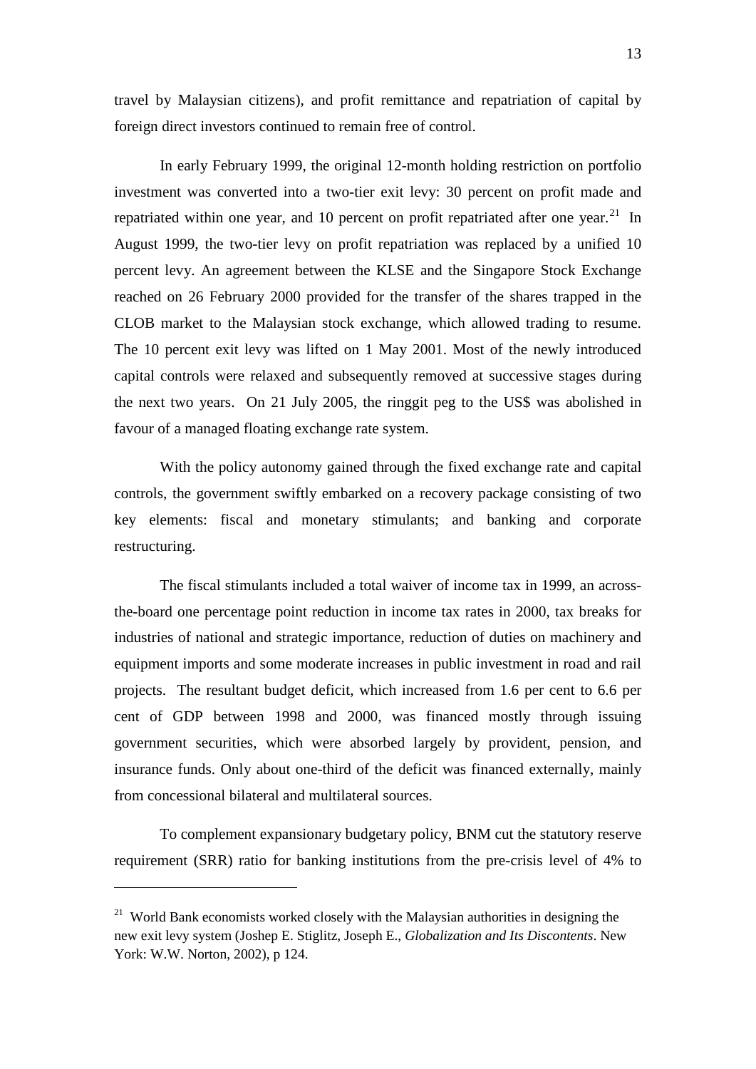travel by Malaysian citizens), and profit remittance and repatriation of capital by foreign direct investors continued to remain free of control.

In early February 1999, the original 12-month holding restriction on portfolio investment was converted into a two-tier exit levy: 30 percent on profit made and repatriated within one year, and 10 percent on profit repatriated after one year.[21] In August 1999, the two-tier levy on profit repatriation was replaced by a unified 10 percent levy. An agreement between the KLSE and the Singapore Stock Exchange reached on 26 February 2000 provided for the transfer of the shares trapped in the CLOB market to the Malaysian stock exchange, which allowed trading to resume. The 10 percent exit levy was lifted on 1 May 2001. Most of the newly introduced capital controls were relaxed and subsequently removed at successive stages during the next two years. On 21 July 2005, the ringgit peg to the US$ was abolished in favour of a managed floating exchange rate system.

With the policy autonomy gained through the fixed exchange rate and capital controls, the government swiftly embarked on a recovery package consisting of two key elements: fiscal and monetary stimulants; and banking and corporate restructuring.

The fiscal stimulants included a total waiver of income tax in 1999, an across-the-board one percentage point reduction in income tax rates in 2000, tax breaks for industries of national and strategic importance, reduction of duties on machinery and equipment imports and some moderate increases in public investment in road and rail projects. The resultant budget deficit, which increased from 1.6 per cent to 6.6 per cent of GDP between 1998 and 2000, was financed mostly through issuing government securities, which were absorbed largely by provident, pension, and insurance funds. Only about one-third of the deficit was financed externally, mainly from concessional bilateral and multilateral sources.

To complement expansionary budgetary policy, BNM cut the statutory reserve requirement (SRR) ratio for banking institutions from the pre-crisis level of 4% to

---

[21] World Bank economists worked closely with the Malaysian authorities in designing the new exit levy system (Joshep E. Stiglitz, Joseph E., *Globalization and Its Discontents*. New York: W.W. Norton, 2002), p 124.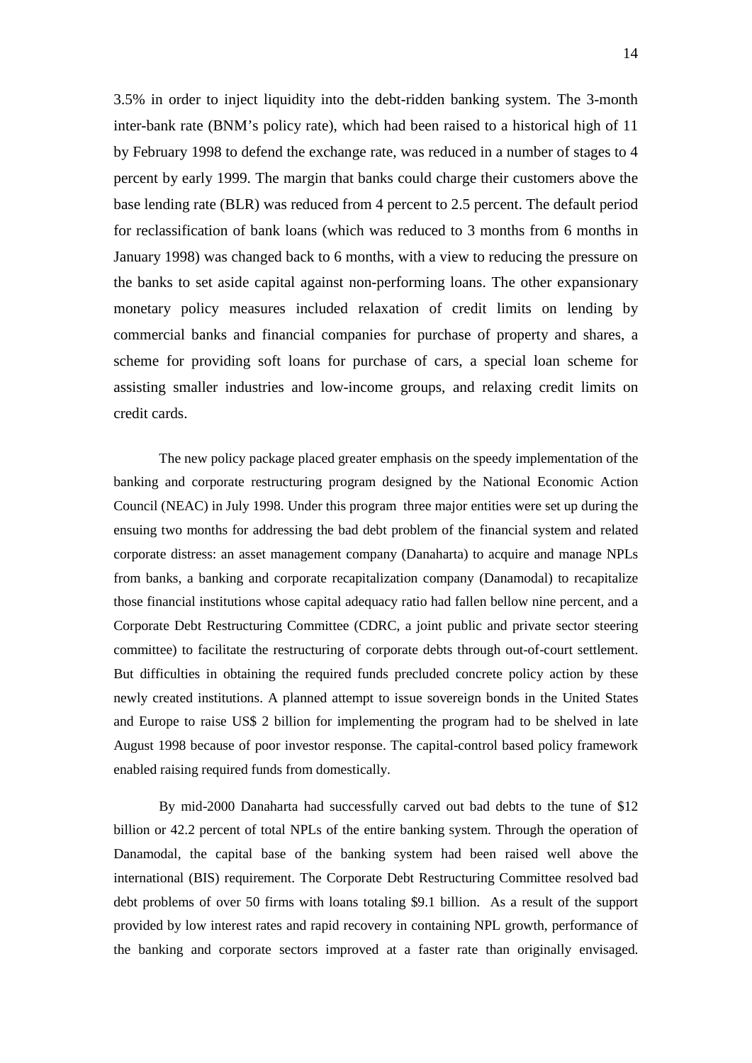3.5% in order to inject liquidity into the debt-ridden banking system. The 3-month inter-bank rate (BNM's policy rate), which had been raised to a historical high of 11 by February 1998 to defend the exchange rate, was reduced in a number of stages to 4 percent by early 1999. The margin that banks could charge their customers above the base lending rate (BLR) was reduced from 4 percent to 2.5 percent. The default period for reclassification of bank loans (which was reduced to 3 months from 6 months in January 1998) was changed back to 6 months, with a view to reducing the pressure on the banks to set aside capital against non-performing loans. The other expansionary monetary policy measures included relaxation of credit limits on lending by commercial banks and financial companies for purchase of property and shares, a scheme for providing soft loans for purchase of cars, a special loan scheme for assisting smaller industries and low-income groups, and relaxing credit limits on credit cards.

The new policy package placed greater emphasis on the speedy implementation of the banking and corporate restructuring program designed by the National Economic Action Council (NEAC) in July 1998. Under this program three major entities were set up during the ensuing two months for addressing the bad debt problem of the financial system and related corporate distress: an asset management company (Danaharta) to acquire and manage NPLs from banks, a banking and corporate recapitalization company (Danamodal) to recapitalize those financial institutions whose capital adequacy ratio had fallen bellow nine percent, and a Corporate Debt Restructuring Committee (CDRC, a joint public and private sector steering committee) to facilitate the restructuring of corporate debts through out-of-court settlement. But difficulties in obtaining the required funds precluded concrete policy action by these newly created institutions. A planned attempt to issue sovereign bonds in the United States and Europe to raise US$ 2 billion for implementing the program had to be shelved in late August 1998 because of poor investor response. The capital-control based policy framework enabled raising required funds from domestically.

By mid-2000 Danaharta had successfully carved out bad debts to the tune of $12 billion or 42.2 percent of total NPLs of the entire banking system. Through the operation of Danamodal, the capital base of the banking system had been raised well above the international (BIS) requirement. The Corporate Debt Restructuring Committee resolved bad debt problems of over 50 firms with loans totaling $9.1 billion. As a result of the support provided by low interest rates and rapid recovery in containing NPL growth, performance of the banking and corporate sectors improved at a faster rate than originally envisaged.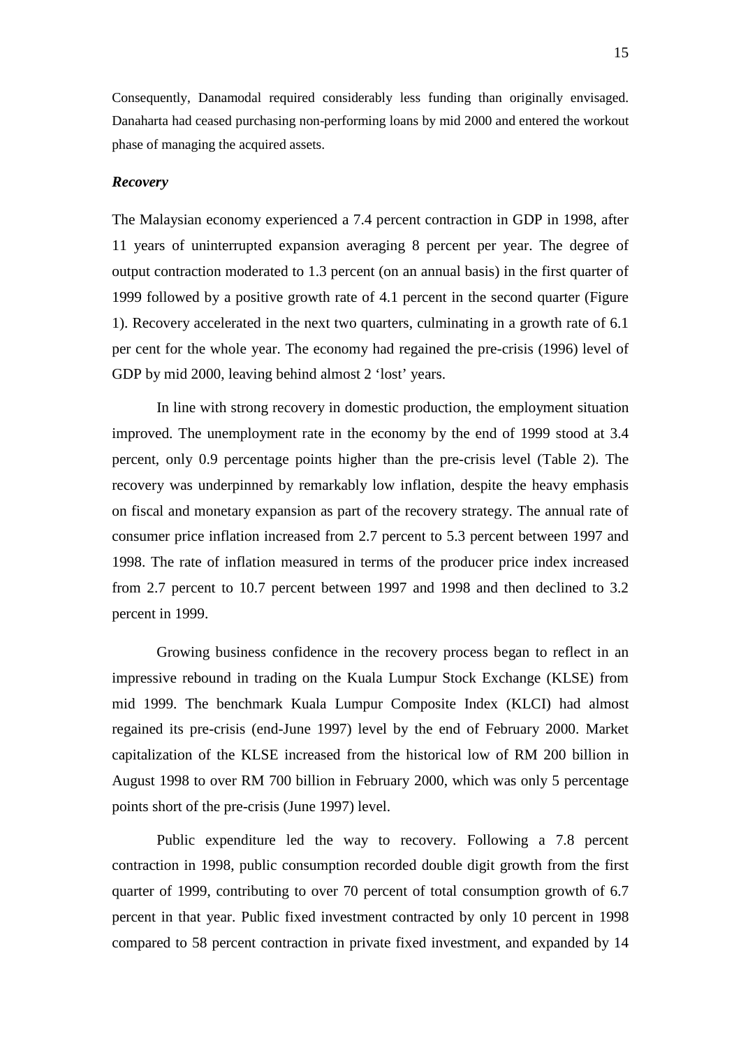Consequently, Danamodal required considerably less funding than originally envisaged. Danaharta had ceased purchasing non-performing loans by mid 2000 and entered the workout phase of managing the acquired assets.

***Recovery***

The Malaysian economy experienced a 7.4 percent contraction in GDP in 1998, after 11 years of uninterrupted expansion averaging 8 percent per year. The degree of output contraction moderated to 1.3 percent (on an annual basis) in the first quarter of 1999 followed by a positive growth rate of 4.1 percent in the second quarter (Figure 1). Recovery accelerated in the next two quarters, culminating in a growth rate of 6.1 per cent for the whole year. The economy had regained the pre-crisis (1996) level of GDP by mid 2000, leaving behind almost 2 'lost' years.

In line with strong recovery in domestic production, the employment situation improved. The unemployment rate in the economy by the end of 1999 stood at 3.4 percent, only 0.9 percentage points higher than the pre-crisis level (Table 2). The recovery was underpinned by remarkably low inflation, despite the heavy emphasis on fiscal and monetary expansion as part of the recovery strategy. The annual rate of consumer price inflation increased from 2.7 percent to 5.3 percent between 1997 and 1998. The rate of inflation measured in terms of the producer price index increased from 2.7 percent to 10.7 percent between 1997 and 1998 and then declined to 3.2 percent in 1999.

Growing business confidence in the recovery process began to reflect in an impressive rebound in trading on the Kuala Lumpur Stock Exchange (KLSE) from mid 1999. The benchmark Kuala Lumpur Composite Index (KLCI) had almost regained its pre-crisis (end-June 1997) level by the end of February 2000. Market capitalization of the KLSE increased from the historical low of RM 200 billion in August 1998 to over RM 700 billion in February 2000, which was only 5 percentage points short of the pre-crisis (June 1997) level.

Public expenditure led the way to recovery. Following a 7.8 percent contraction in 1998, public consumption recorded double digit growth from the first quarter of 1999, contributing to over 70 percent of total consumption growth of 6.7 percent in that year. Public fixed investment contracted by only 10 percent in 1998 compared to 58 percent contraction in private fixed investment, and expanded by 14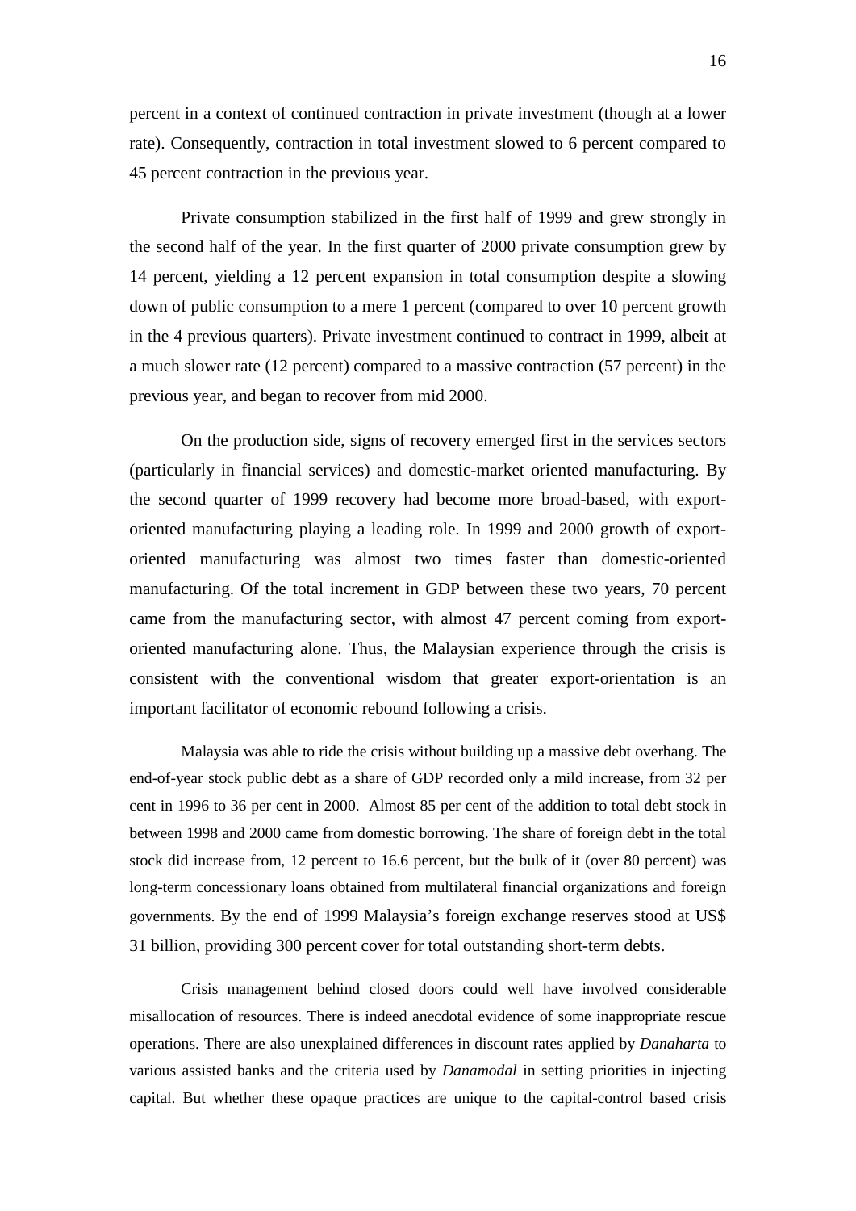percent in a context of continued contraction in private investment (though at a lower rate). Consequently, contraction in total investment slowed to 6 percent compared to 45 percent contraction in the previous year.

Private consumption stabilized in the first half of 1999 and grew strongly in the second half of the year. In the first quarter of 2000 private consumption grew by 14 percent, yielding a 12 percent expansion in total consumption despite a slowing down of public consumption to a mere 1 percent (compared to over 10 percent growth in the 4 previous quarters). Private investment continued to contract in 1999, albeit at a much slower rate (12 percent) compared to a massive contraction (57 percent) in the previous year, and began to recover from mid 2000.

On the production side, signs of recovery emerged first in the services sectors (particularly in financial services) and domestic-market oriented manufacturing. By the second quarter of 1999 recovery had become more broad-based, with export-oriented manufacturing playing a leading role. In 1999 and 2000 growth of export-oriented manufacturing was almost two times faster than domestic-oriented manufacturing. Of the total increment in GDP between these two years, 70 percent came from the manufacturing sector, with almost 47 percent coming from export-oriented manufacturing alone. Thus, the Malaysian experience through the crisis is consistent with the conventional wisdom that greater export-orientation is an important facilitator of economic rebound following a crisis.

Malaysia was able to ride the crisis without building up a massive debt overhang. The end-of-year stock public debt as a share of GDP recorded only a mild increase, from 32 per cent in 1996 to 36 per cent in 2000. Almost 85 per cent of the addition to total debt stock in between 1998 and 2000 came from domestic borrowing. The share of foreign debt in the total stock did increase from, 12 percent to 16.6 percent, but the bulk of it (over 80 percent) was long-term concessionary loans obtained from multilateral financial organizations and foreign governments. By the end of 1999 Malaysia's foreign exchange reserves stood at US$ 31 billion, providing 300 percent cover for total outstanding short-term debts.

Crisis management behind closed doors could well have involved considerable misallocation of resources. There is indeed anecdotal evidence of some inappropriate rescue operations. There are also unexplained differences in discount rates applied by *Danaharta* to various assisted banks and the criteria used by *Danamodal* in setting priorities in injecting capital. But whether these opaque practices are unique to the capital-control based crisis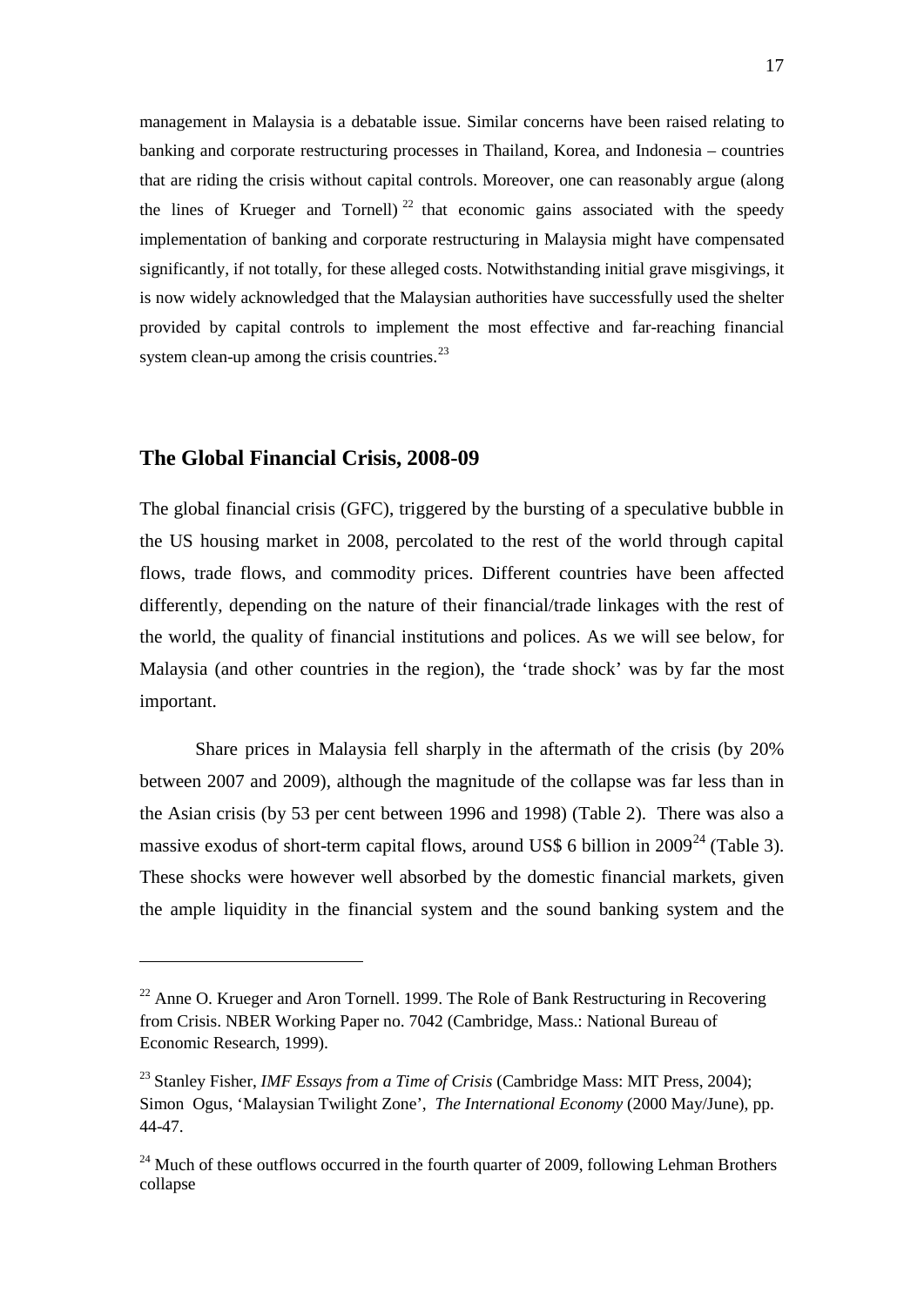management in Malaysia is a debatable issue. Similar concerns have been raised relating to banking and corporate restructuring processes in Thailand, Korea, and Indonesia – countries that are riding the crisis without capital controls. Moreover, one can reasonably argue (along the lines of Krueger and Tornell)[22] that economic gains associated with the speedy implementation of banking and corporate restructuring in Malaysia might have compensated significantly, if not totally, for these alleged costs. Notwithstanding initial grave misgivings, it is now widely acknowledged that the Malaysian authorities have successfully used the shelter provided by capital controls to implement the most effective and far-reaching financial system clean-up among the crisis countries.[23]

## The Global Financial Crisis, 2008-09

The global financial crisis (GFC), triggered by the bursting of a speculative bubble in the US housing market in 2008, percolated to the rest of the world through capital flows, trade flows, and commodity prices. Different countries have been affected differently, depending on the nature of their financial/trade linkages with the rest of the world, the quality of financial institutions and polices. As we will see below, for Malaysia (and other countries in the region), the 'trade shock' was by far the most important.

Share prices in Malaysia fell sharply in the aftermath of the crisis (by 20% between 2007 and 2009), although the magnitude of the collapse was far less than in the Asian crisis (by 53 per cent between 1996 and 1998) (Table 2). There was also a massive exodus of short-term capital flows, around US$ 6 billion in 2009[24] (Table 3). These shocks were however well absorbed by the domestic financial markets, given the ample liquidity in the financial system and the sound banking system and the

---

[22] Anne O. Krueger and Aron Tornell. 1999. The Role of Bank Restructuring in Recovering from Crisis. NBER Working Paper no. 7042 (Cambridge, Mass.: National Bureau of Economic Research, 1999).

[23] Stanley Fisher, *IMF Essays from a Time of Crisis* (Cambridge Mass: MIT Press, 2004); Simon Ogus, 'Malaysian Twilight Zone', *The International Economy* (2000 May/June), pp. 44-47.

[24] Much of these outflows occurred in the fourth quarter of 2009, following Lehman Brothers collapse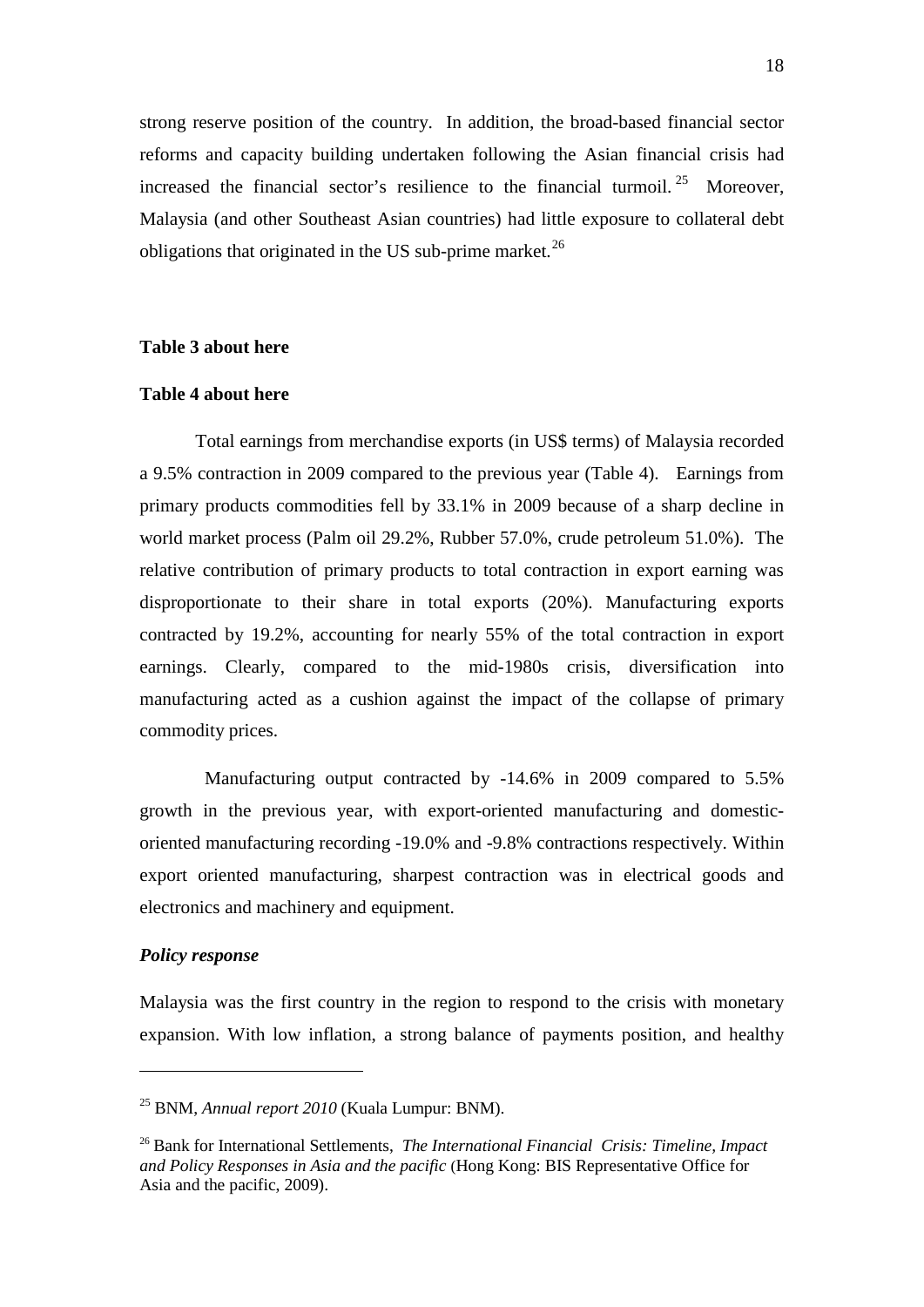strong reserve position of the country. In addition, the broad-based financial sector reforms and capacity building undertaken following the Asian financial crisis had increased the financial sector's resilience to the financial turmoil.[25] Moreover, Malaysia (and other Southeast Asian countries) had little exposure to collateral debt obligations that originated in the US sub-prime market.[26]

**Table 3 about here**

**Table 4 about here**

Total earnings from merchandise exports (in US$ terms) of Malaysia recorded a 9.5% contraction in 2009 compared to the previous year (Table 4). Earnings from primary products commodities fell by 33.1% in 2009 because of a sharp decline in world market process (Palm oil 29.2%, Rubber 57.0%, crude petroleum 51.0%). The relative contribution of primary products to total contraction in export earning was disproportionate to their share in total exports (20%). Manufacturing exports contracted by 19.2%, accounting for nearly 55% of the total contraction in export earnings. Clearly, compared to the mid-1980s crisis, diversification into manufacturing acted as a cushion against the impact of the collapse of primary commodity prices.

Manufacturing output contracted by -14.6% in 2009 compared to 5.5% growth in the previous year, with export-oriented manufacturing and domestic-oriented manufacturing recording -19.0% and -9.8% contractions respectively. Within export oriented manufacturing, sharpest contraction was in electrical goods and electronics and machinery and equipment.

***Policy response***

Malaysia was the first country in the region to respond to the crisis with monetary expansion. With low inflation, a strong balance of payments position, and healthy

---

[25] BNM, *Annual report 2010* (Kuala Lumpur: BNM).

[26] Bank for International Settlements, *The International Financial Crisis: Timeline, Impact and Policy Responses in Asia and the pacific* (Hong Kong: BIS Representative Office for Asia and the pacific, 2009).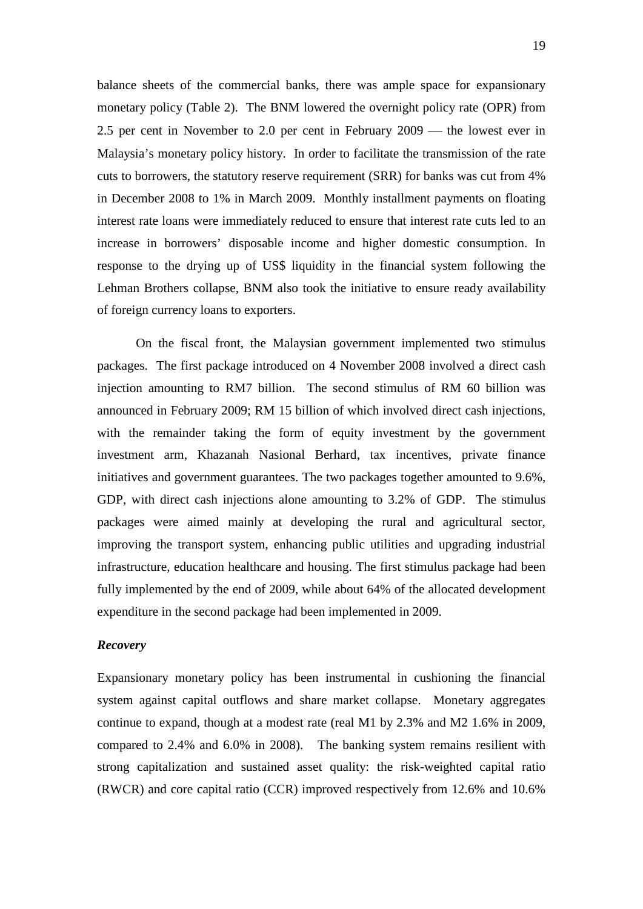balance sheets of the commercial banks, there was ample space for expansionary monetary policy (Table 2). The BNM lowered the overnight policy rate (OPR) from 2.5 per cent in November to 2.0 per cent in February 2009 — the lowest ever in Malaysia's monetary policy history. In order to facilitate the transmission of the rate cuts to borrowers, the statutory reserve requirement (SRR) for banks was cut from 4% in December 2008 to 1% in March 2009. Monthly installment payments on floating interest rate loans were immediately reduced to ensure that interest rate cuts led to an increase in borrowers' disposable income and higher domestic consumption. In response to the drying up of US$ liquidity in the financial system following the Lehman Brothers collapse, BNM also took the initiative to ensure ready availability of foreign currency loans to exporters.

On the fiscal front, the Malaysian government implemented two stimulus packages. The first package introduced on 4 November 2008 involved a direct cash injection amounting to RM7 billion. The second stimulus of RM 60 billion was announced in February 2009; RM 15 billion of which involved direct cash injections, with the remainder taking the form of equity investment by the government investment arm, Khazanah Nasional Berhard, tax incentives, private finance initiatives and government guarantees. The two packages together amounted to 9.6%, GDP, with direct cash injections alone amounting to 3.2% of GDP. The stimulus packages were aimed mainly at developing the rural and agricultural sector, improving the transport system, enhancing public utilities and upgrading industrial infrastructure, education healthcare and housing. The first stimulus package had been fully implemented by the end of 2009, while about 64% of the allocated development expenditure in the second package had been implemented in 2009.

***Recovery***

Expansionary monetary policy has been instrumental in cushioning the financial system against capital outflows and share market collapse. Monetary aggregates continue to expand, though at a modest rate (real M1 by 2.3% and M2 1.6% in 2009, compared to 2.4% and 6.0% in 2008). The banking system remains resilient with strong capitalization and sustained asset quality: the risk-weighted capital ratio (RWCR) and core capital ratio (CCR) improved respectively from 12.6% and 10.6%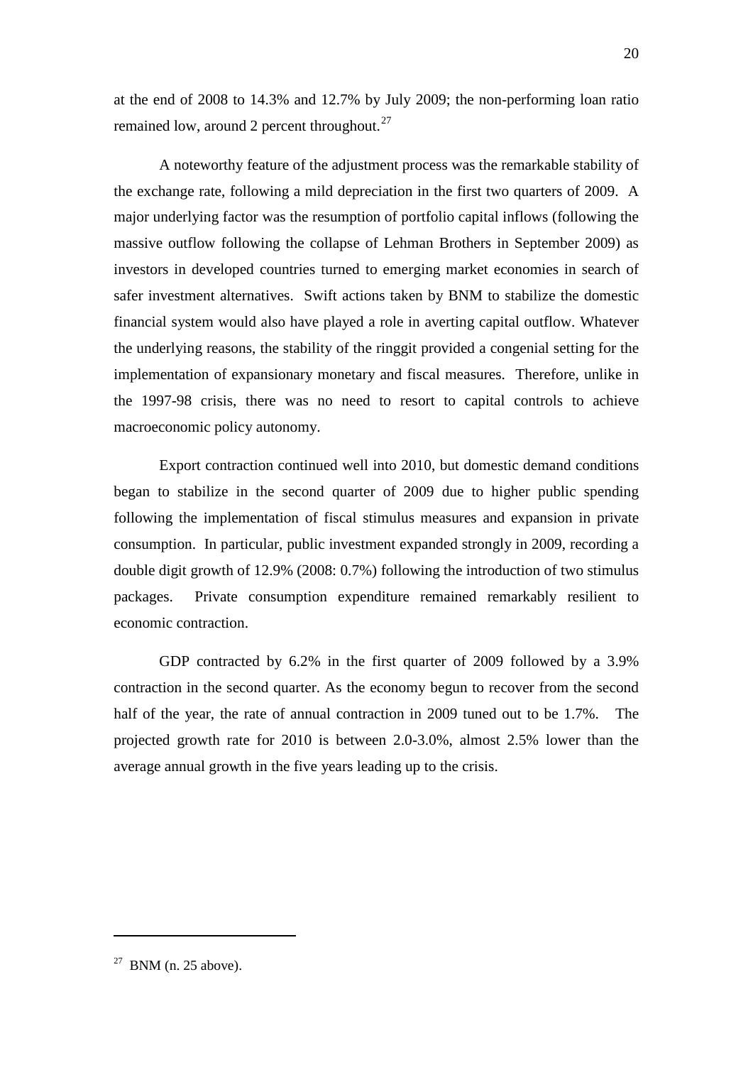at the end of 2008 to 14.3% and 12.7% by July 2009; the non-performing loan ratio remained low, around 2 percent throughout.[27]

A noteworthy feature of the adjustment process was the remarkable stability of the exchange rate, following a mild depreciation in the first two quarters of 2009. A major underlying factor was the resumption of portfolio capital inflows (following the massive outflow following the collapse of Lehman Brothers in September 2009) as investors in developed countries turned to emerging market economies in search of safer investment alternatives. Swift actions taken by BNM to stabilize the domestic financial system would also have played a role in averting capital outflow. Whatever the underlying reasons, the stability of the ringgit provided a congenial setting for the implementation of expansionary monetary and fiscal measures. Therefore, unlike in the 1997-98 crisis, there was no need to resort to capital controls to achieve macroeconomic policy autonomy.

Export contraction continued well into 2010, but domestic demand conditions began to stabilize in the second quarter of 2009 due to higher public spending following the implementation of fiscal stimulus measures and expansion in private consumption. In particular, public investment expanded strongly in 2009, recording a double digit growth of 12.9% (2008: 0.7%) following the introduction of two stimulus packages. Private consumption expenditure remained remarkably resilient to economic contraction.

GDP contracted by 6.2% in the first quarter of 2009 followed by a 3.9% contraction in the second quarter. As the economy begun to recover from the second half of the year, the rate of annual contraction in 2009 tuned out to be 1.7%. The projected growth rate for 2010 is between 2.0-3.0%, almost 2.5% lower than the average annual growth in the five years leading up to the crisis.

---

[27] BNM (n. 25 above).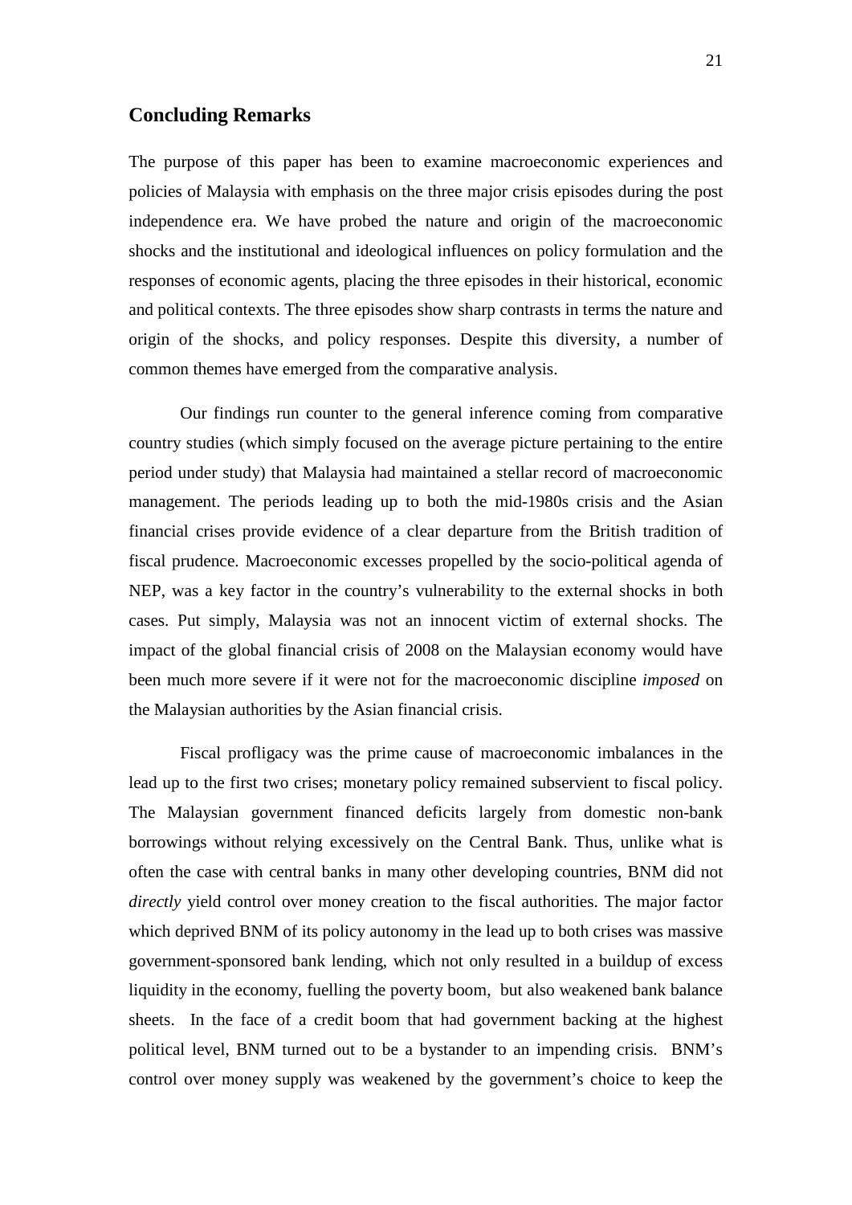## Concluding Remarks

The purpose of this paper has been to examine macroeconomic experiences and policies of Malaysia with emphasis on the three major crisis episodes during the post independence era. We have probed the nature and origin of the macroeconomic shocks and the institutional and ideological influences on policy formulation and the responses of economic agents, placing the three episodes in their historical, economic and political contexts. The three episodes show sharp contrasts in terms the nature and origin of the shocks, and policy responses. Despite this diversity, a number of common themes have emerged from the comparative analysis.

Our findings run counter to the general inference coming from comparative country studies (which simply focused on the average picture pertaining to the entire period under study) that Malaysia had maintained a stellar record of macroeconomic management. The periods leading up to both the mid-1980s crisis and the Asian financial crises provide evidence of a clear departure from the British tradition of fiscal prudence. Macroeconomic excesses propelled by the socio-political agenda of NEP, was a key factor in the country's vulnerability to the external shocks in both cases. Put simply, Malaysia was not an innocent victim of external shocks. The impact of the global financial crisis of 2008 on the Malaysian economy would have been much more severe if it were not for the macroeconomic discipline *imposed* on the Malaysian authorities by the Asian financial crisis.

Fiscal profligacy was the prime cause of macroeconomic imbalances in the lead up to the first two crises; monetary policy remained subservient to fiscal policy. The Malaysian government financed deficits largely from domestic non-bank borrowings without relying excessively on the Central Bank. Thus, unlike what is often the case with central banks in many other developing countries, BNM did not *directly* yield control over money creation to the fiscal authorities. The major factor which deprived BNM of its policy autonomy in the lead up to both crises was massive government-sponsored bank lending, which not only resulted in a buildup of excess liquidity in the economy, fuelling the poverty boom, but also weakened bank balance sheets. In the face of a credit boom that had government backing at the highest political level, BNM turned out to be a bystander to an impending crisis. BNM's control over money supply was weakened by the government's choice to keep the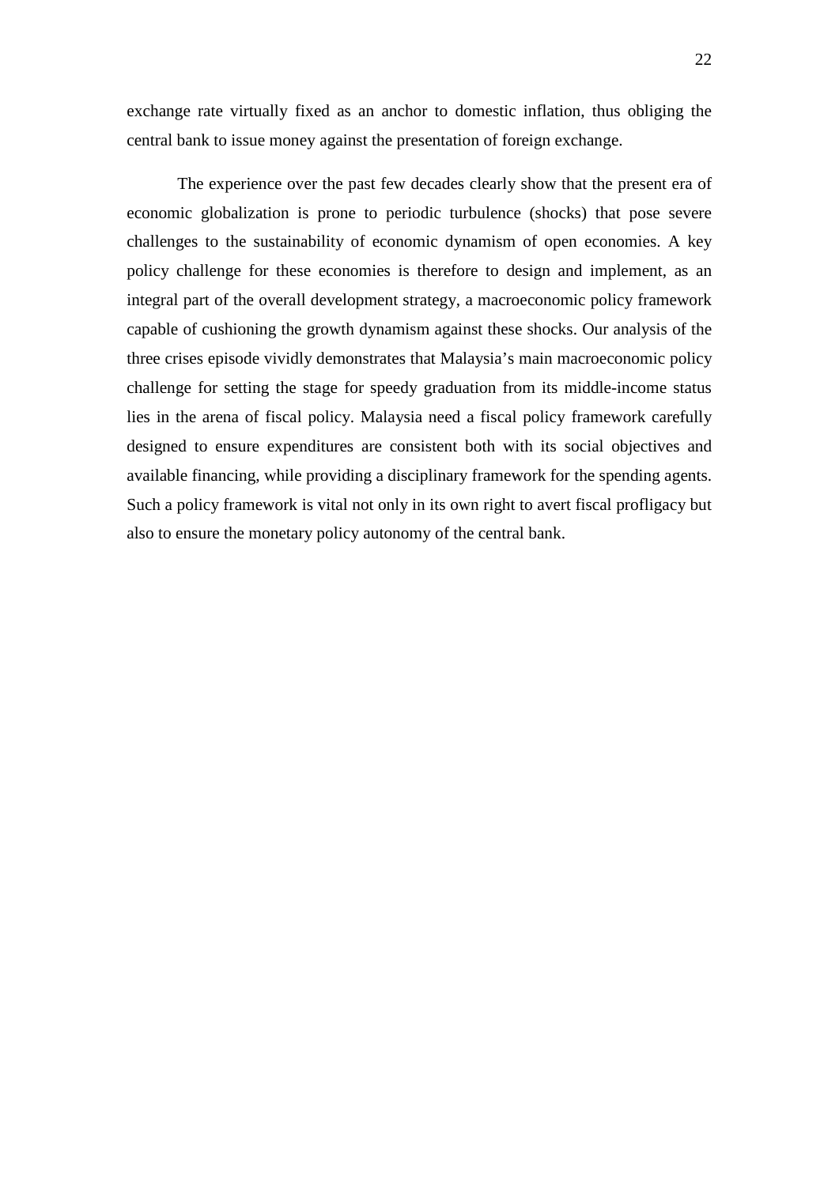exchange rate virtually fixed as an anchor to domestic inflation, thus obliging the central bank to issue money against the presentation of foreign exchange.

The experience over the past few decades clearly show that the present era of economic globalization is prone to periodic turbulence (shocks) that pose severe challenges to the sustainability of economic dynamism of open economies. A key policy challenge for these economies is therefore to design and implement, as an integral part of the overall development strategy, a macroeconomic policy framework capable of cushioning the growth dynamism against these shocks. Our analysis of the three crises episode vividly demonstrates that Malaysia's main macroeconomic policy challenge for setting the stage for speedy graduation from its middle-income status lies in the arena of fiscal policy. Malaysia need a fiscal policy framework carefully designed to ensure expenditures are consistent both with its social objectives and available financing, while providing a disciplinary framework for the spending agents. Such a policy framework is vital not only in its own right to avert fiscal profligacy but also to ensure the monetary policy autonomy of the central bank.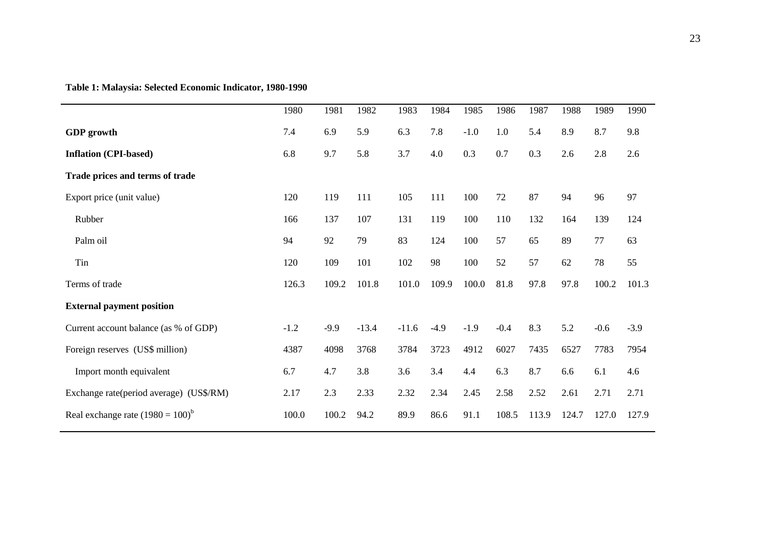**Table 1: Malaysia: Selected Economic Indicator, 1980-1990**

| | 1980 | 1981 | 1982 | 1983 | 1984 | 1985 | 1986 | 1987 | 1988 | 1989 | 1990 |
|---|---|---|---|---|---|---|---|---|---|---|---|
| **GDP growth** | 7.4 | 6.9 | 5.9 | 6.3 | 7.8 | -1.0 | 1.0 | 5.4 | 8.9 | 8.7 | 9.8 |
| **Inflation (CPI-based)** | 6.8 | 9.7 | 5.8 | 3.7 | 4.0 | 0.3 | 0.7 | 0.3 | 2.6 | 2.8 | 2.6 |
| **Trade prices and terms of trade** | | | | | | | | | | | |
| Export price (unit value) | 120 | 119 | 111 | 105 | 111 | 100 | 72 | 87 | 94 | 96 | 97 |
| Rubber | 166 | 137 | 107 | 131 | 119 | 100 | 110 | 132 | 164 | 139 | 124 |
| Palm oil | 94 | 92 | 79 | 83 | 124 | 100 | 57 | 65 | 89 | 77 | 63 |
| Tin | 120 | 109 | 101 | 102 | 98 | 100 | 52 | 57 | 62 | 78 | 55 |
| Terms of trade | 126.3 | 109.2 | 101.8 | 101.0 | 109.9 | 100.0 | 81.8 | 97.8 | 97.8 | 100.2 | 101.3 |
| **External payment position** | | | | | | | | | | | |
| Current account balance (as % of GDP) | -1.2 | -9.9 | -13.4 | -11.6 | -4.9 | -1.9 | -0.4 | 8.3 | 5.2 | -0.6 | -3.9 |
| Foreign reserves (US$ million) | 4387 | 4098 | 3768 | 3784 | 3723 | 4912 | 6027 | 7435 | 6527 | 7783 | 7954 |
| Import month equivalent | 6.7 | 4.7 | 3.8 | 3.6 | 3.4 | 4.4 | 6.3 | 8.7 | 6.6 | 6.1 | 4.6 |
| Exchange rate(period average) (US$/RM) | 2.17 | 2.3 | 2.33 | 2.32 | 2.34 | 2.45 | 2.58 | 2.52 | 2.61 | 2.71 | 2.71 |
| Real exchange rate (1980 = 100)[b] | 100.0 | 100.2 | 94.2 | 89.9 | 86.6 | 91.1 | 108.5 | 113.9 | 124.7 | 127.0 | 127.9 |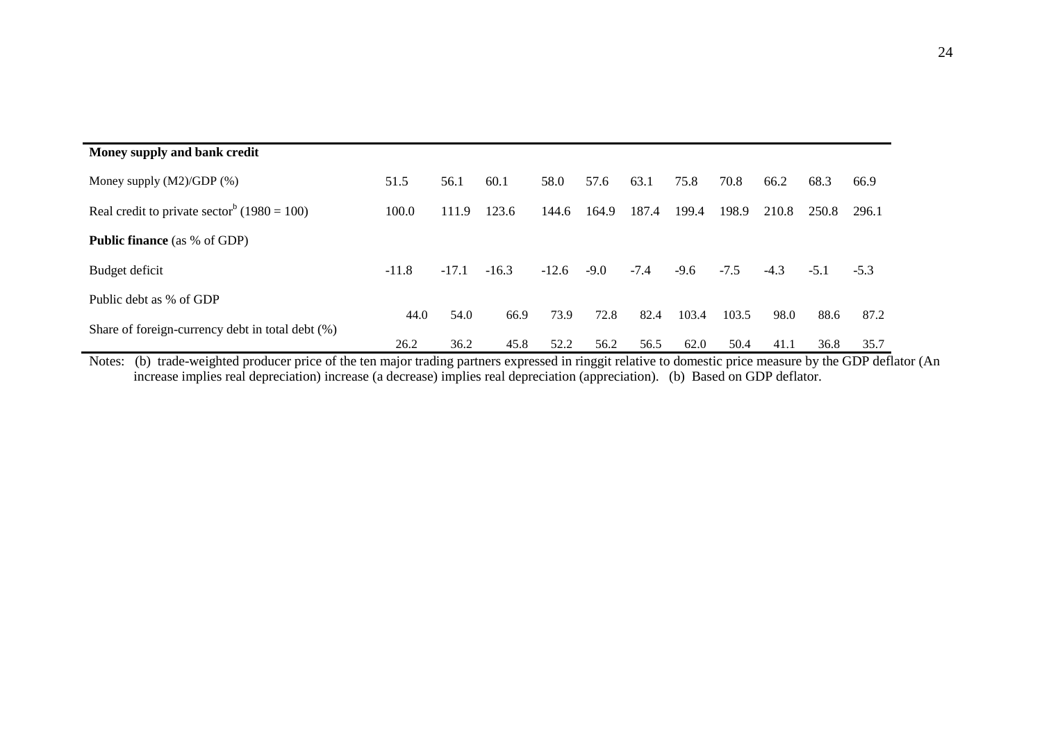| **Money supply and bank credit** | | | | | | | | | | | |
|---|---|---|---|---|---|---|---|---|---|---|---|
| Money supply (M2)/GDP (%) | 51.5 | 56.1 | 60.1 | 58.0 | 57.6 | 63.1 | 75.8 | 70.8 | 66.2 | 68.3 | 66.9 |
| Real credit to private sector[b] (1980 = 100) | 100.0 | 111.9 | 123.6 | 144.6 | 164.9 | 187.4 | 199.4 | 198.9 | 210.8 | 250.8 | 296.1 |
| **Public finance** (as % of GDP) | | | | | | | | | | | |
| Budget deficit | -11.8 | -17.1 | -16.3 | -12.6 | -9.0 | -7.4 | -9.6 | -7.5 | -4.3 | -5.1 | -5.3 |
| Public debt as % of GDP | 44.0 | 54.0 | 66.9 | 73.9 | 72.8 | 82.4 | 103.4 | 103.5 | 98.0 | 88.6 | 87.2 |
| Share of foreign-currency debt in total debt (%) | 26.2 | 36.2 | 45.8 | 52.2 | 56.2 | 56.5 | 62.0 | 50.4 | 41.1 | 36.8 | 35.7 |

Notes: (b) trade-weighted producer price of the ten major trading partners expressed in ringgit relative to domestic price measure by the GDP deflator (An increase implies real depreciation) increase (a decrease) implies real depreciation (appreciation). (b) Based on GDP deflator.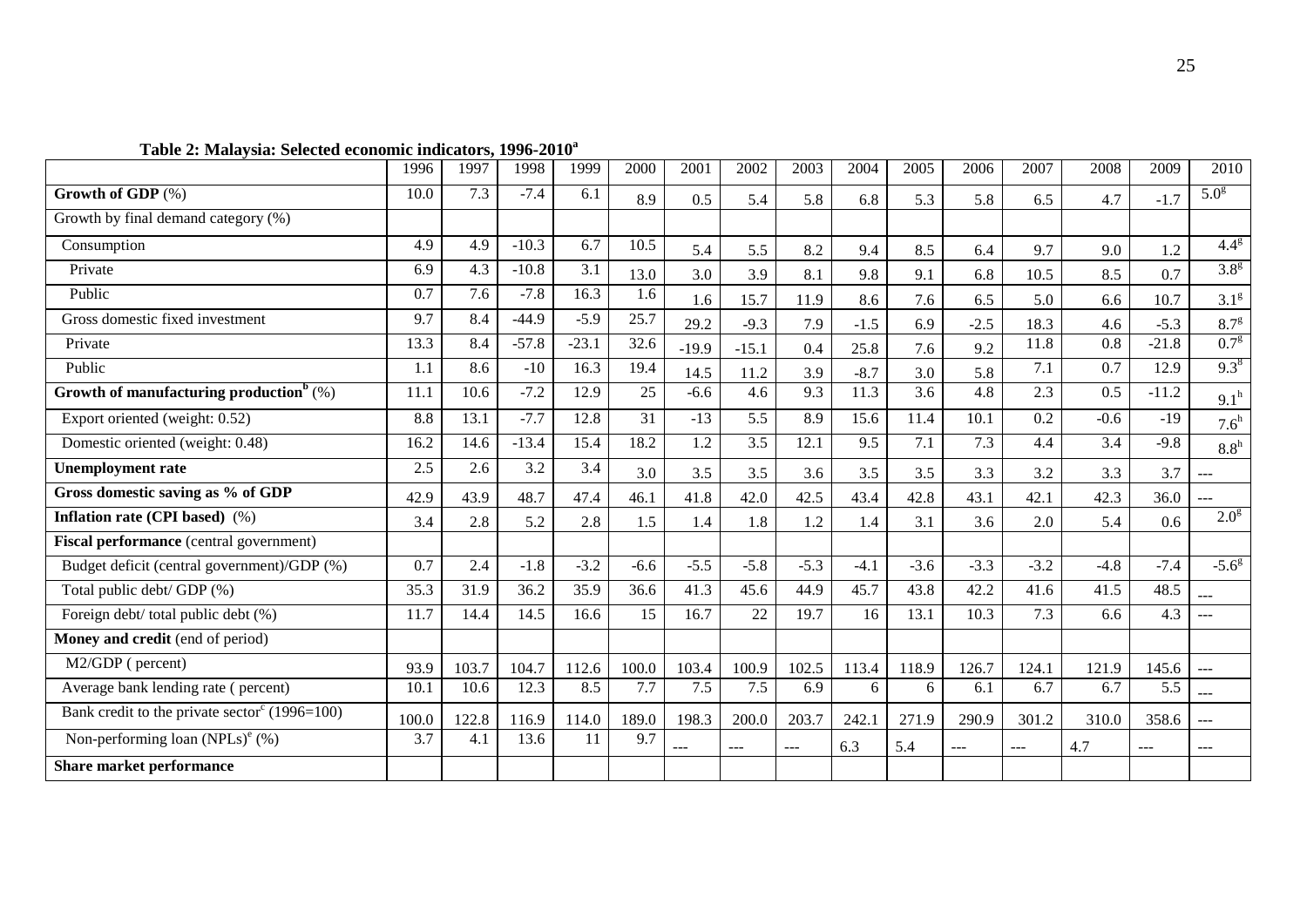**Table 2: Malaysia: Selected economic indicators, 1996-2010[a]**

| | 1996 | 1997 | 1998 | 1999 | 2000 | 2001 | 2002 | 2003 | 2004 | 2005 | 2006 | 2007 | 2008 | 2009 | 2010 |
|---|---|---|---|---|---|---|---|---|---|---|---|---|---|---|---|
| **Growth of GDP** (%) | 10.0 | 7.3 | -7.4 | 6.1 | 8.9 | 0.5 | 5.4 | 5.8 | 6.8 | 5.3 | 5.8 | 6.5 | 4.7 | -1.7 | 5.0[g] |
| Growth by final demand category (%) | | | | | | | | | | | | | | | |
| Consumption | 4.9 | 4.9 | -10.3 | 6.7 | 10.5 | 5.4 | 5.5 | 8.2 | 9.4 | 8.5 | 6.4 | 9.7 | 9.0 | 1.2 | 4.4[g] |
| Private | 6.9 | 4.3 | -10.8 | 3.1 | 13.0 | 3.0 | 3.9 | 8.1 | 9.8 | 9.1 | 6.8 | 10.5 | 8.5 | 0.7 | 3.8[g] |
| Public | 0.7 | 7.6 | -7.8 | 16.3 | 1.6 | 1.6 | 15.7 | 11.9 | 8.6 | 7.6 | 6.5 | 5.0 | 6.6 | 10.7 | 3.1[g] |
| Gross domestic fixed investment | 9.7 | 8.4 | -44.9 | -5.9 | 25.7 | 29.2 | -9.3 | 7.9 | -1.5 | 6.9 | -2.5 | 18.3 | 4.6 | -5.3 | 8.7[g] |
| Private | 13.3 | 8.4 | -57.8 | -23.1 | 32.6 | -19.9 | -15.1 | 0.4 | 25.8 | 7.6 | 9.2 | 11.8 | 0.8 | -21.8 | 0.7[g] |
| Public | 1.1 | 8.6 | -10 | 16.3 | 19.4 | 14.5 | 11.2 | 3.9 | -8.7 | 3.0 | 5.8 | 7.1 | 0.7 | 12.9 | 9.3[g] |
| **Growth of manufacturing production[b]** (%) | 11.1 | 10.6 | -7.2 | 12.9 | 25 | -6.6 | 4.6 | 9.3 | 11.3 | 3.6 | 4.8 | 2.3 | 0.5 | -11.2 | 9.1[h] |
| Export oriented (weight: 0.52) | 8.8 | 13.1 | -7.7 | 12.8 | 31 | -13 | 5.5 | 8.9 | 15.6 | 11.4 | 10.1 | 0.2 | -0.6 | -19 | 7.6[h] |
| Domestic oriented (weight: 0.48) | 16.2 | 14.6 | -13.4 | 15.4 | 18.2 | 1.2 | 3.5 | 12.1 | 9.5 | 7.1 | 7.3 | 4.4 | 3.4 | -9.8 | 8.8[h] |
| **Unemployment rate** | 2.5 | 2.6 | 3.2 | 3.4 | 3.0 | 3.5 | 3.5 | 3.6 | 3.5 | 3.5 | 3.3 | 3.2 | 3.3 | 3.7 | --- |
| **Gross domestic saving as % of GDP** | 42.9 | 43.9 | 48.7 | 47.4 | 46.1 | 41.8 | 42.0 | 42.5 | 43.4 | 42.8 | 43.1 | 42.1 | 42.3 | 36.0 | --- |
| **Inflation rate (CPI based)** (%) | 3.4 | 2.8 | 5.2 | 2.8 | 1.5 | 1.4 | 1.8 | 1.2 | 1.4 | 3.1 | 3.6 | 2.0 | 5.4 | 0.6 | 2.0[g] |
| **Fiscal performance** (central government) | | | | | | | | | | | | | | | |
| Budget deficit (central government)/GDP (%) | 0.7 | 2.4 | -1.8 | -3.2 | -6.6 | -5.5 | -5.8 | -5.3 | -4.1 | -3.6 | -3.3 | -3.2 | -4.8 | -7.4 | -5.6[g] |
| Total public debt/ GDP (%) | 35.3 | 31.9 | 36.2 | 35.9 | 36.6 | 41.3 | 45.6 | 44.9 | 45.7 | 43.8 | 42.2 | 41.6 | 41.5 | 48.5 | --- |
| Foreign debt/ total public debt (%) | 11.7 | 14.4 | 14.5 | 16.6 | 15 | 16.7 | 22 | 19.7 | 16 | 13.1 | 10.3 | 7.3 | 6.6 | 4.3 | --- |
| **Money and credit** (end of period) | | | | | | | | | | | | | | | |
| M2/GDP ( percent) | 93.9 | 103.7 | 104.7 | 112.6 | 100.0 | 103.4 | 100.9 | 102.5 | 113.4 | 118.9 | 126.7 | 124.1 | 121.9 | 145.6 | --- |
| Average bank lending rate ( percent) | 10.1 | 10.6 | 12.3 | 8.5 | 7.7 | 7.5 | 7.5 | 6.9 | 6 | 6 | 6.1 | 6.7 | 6.7 | 5.5 | --- |
| Bank credit to the private sector[c] (1996=100) | 100.0 | 122.8 | 116.9 | 114.0 | 189.0 | 198.3 | 200.0 | 203.7 | 242.1 | 271.9 | 290.9 | 301.2 | 310.0 | 358.6 | --- |
| Non-performing loan (NPLs)[e] (%) | 3.7 | 4.1 | 13.6 | 11 | 9.7 | --- | --- | --- | 6.3 | 5.4 | --- | --- | 4.7 | --- | --- |
| **Share market performance** | | | | | | | | | | | | | | | |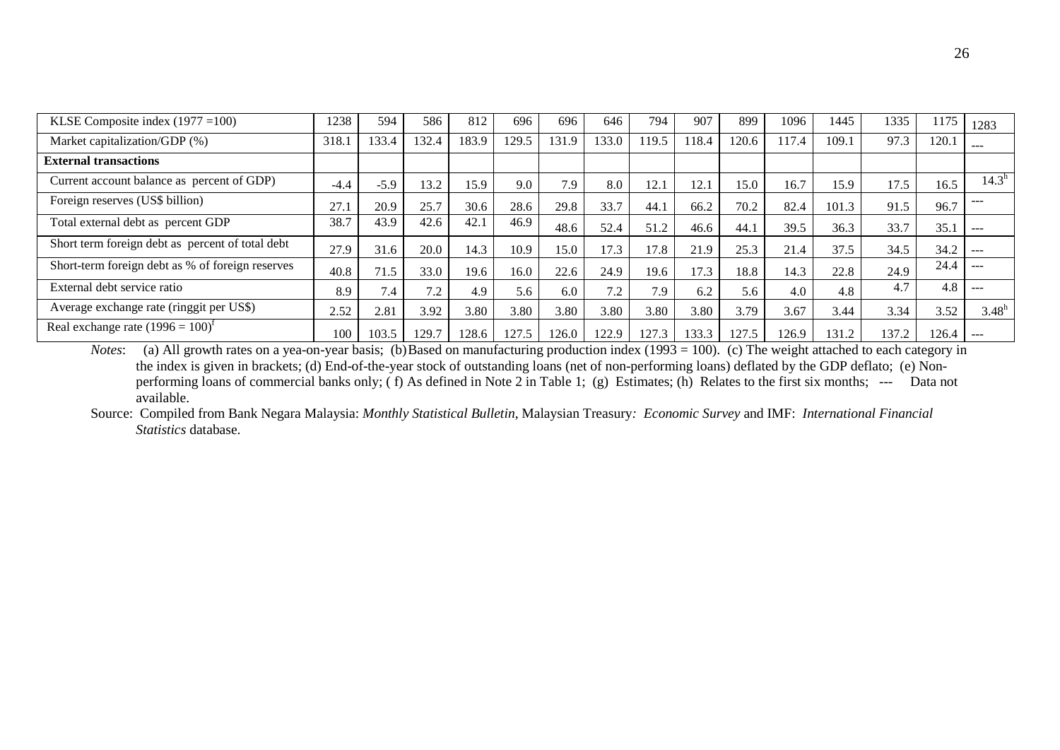| | | | | | | | | | | | | | | | |
|---|---|---|---|---|---|---|---|---|---|---|---|---|---|---|---|
| KLSE Composite index (1977 =100) | 1238 | 594 | 586 | 812 | 696 | 696 | 646 | 794 | 907 | 899 | 1096 | 1445 | 1335 | 1175 | 1283 |
| Market capitalization/GDP (%) | 318.1 | 133.4 | 132.4 | 183.9 | 129.5 | 131.9 | 133.0 | 119.5 | 118.4 | 120.6 | 117.4 | 109.1 | 97.3 | 120.1 | --- |
| **External transactions** | | | | | | | | | | | | | | | |
| Current account balance as percent of GDP) | -4.4 | -5.9 | 13.2 | 15.9 | 9.0 | 7.9 | 8.0 | 12.1 | 12.1 | 15.0 | 16.7 | 15.9 | 17.5 | 16.5 | 14.3[h] |
| Foreign reserves (US$ billion) | 27.1 | 20.9 | 25.7 | 30.6 | 28.6 | 29.8 | 33.7 | 44.1 | 66.2 | 70.2 | 82.4 | 101.3 | 91.5 | 96.7 | --- |
| Total external debt as percent GDP | 38.7 | 43.9 | 42.6 | 42.1 | 46.9 | 48.6 | 52.4 | 51.2 | 46.6 | 44.1 | 39.5 | 36.3 | 33.7 | 35.1 | --- |
| Short term foreign debt as percent of total debt | 27.9 | 31.6 | 20.0 | 14.3 | 10.9 | 15.0 | 17.3 | 17.8 | 21.9 | 25.3 | 21.4 | 37.5 | 34.5 | 34.2 | --- |
| Short-term foreign debt as % of foreign reserves | 40.8 | 71.5 | 33.0 | 19.6 | 16.0 | 22.6 | 24.9 | 19.6 | 17.3 | 18.8 | 14.3 | 22.8 | 24.9 | 24.4 | --- |
| External debt service ratio | 8.9 | 7.4 | 7.2 | 4.9 | 5.6 | 6.0 | 7.2 | 7.9 | 6.2 | 5.6 | 4.0 | 4.8 | 4.7 | 4.8 | --- |
| Average exchange rate (ringgit per US$) | 2.52 | 2.81 | 3.92 | 3.80 | 3.80 | 3.80 | 3.80 | 3.80 | 3.80 | 3.79 | 3.67 | 3.44 | 3.34 | 3.52 | 3.48[h] |
| Real exchange rate (1996 = 100)[f] | 100 | 103.5 | 129.7 | 128.6 | 127.5 | 126.0 | 122.9 | 127.3 | 133.3 | 127.5 | 126.9 | 131.2 | 137.2 | 126.4 | --- |

*Notes*: (a) All growth rates on a yea-on-year basis; (b) Based on manufacturing production index (1993 = 100). (c) The weight attached to each category in the index is given in brackets; (d) End-of-the-year stock of outstanding loans (net of non-performing loans) deflated by the GDP deflato; (e) Non-performing loans of commercial banks only; ( f) As defined in Note 2 in Table 1; (g) Estimates; (h) Relates to the first six months; --- Data not available.

Source: Compiled from Bank Negara Malaysia: *Monthly Statistical Bulletin*, Malaysian Treasury*: Economic Survey* and IMF: *International Financial Statistics* database.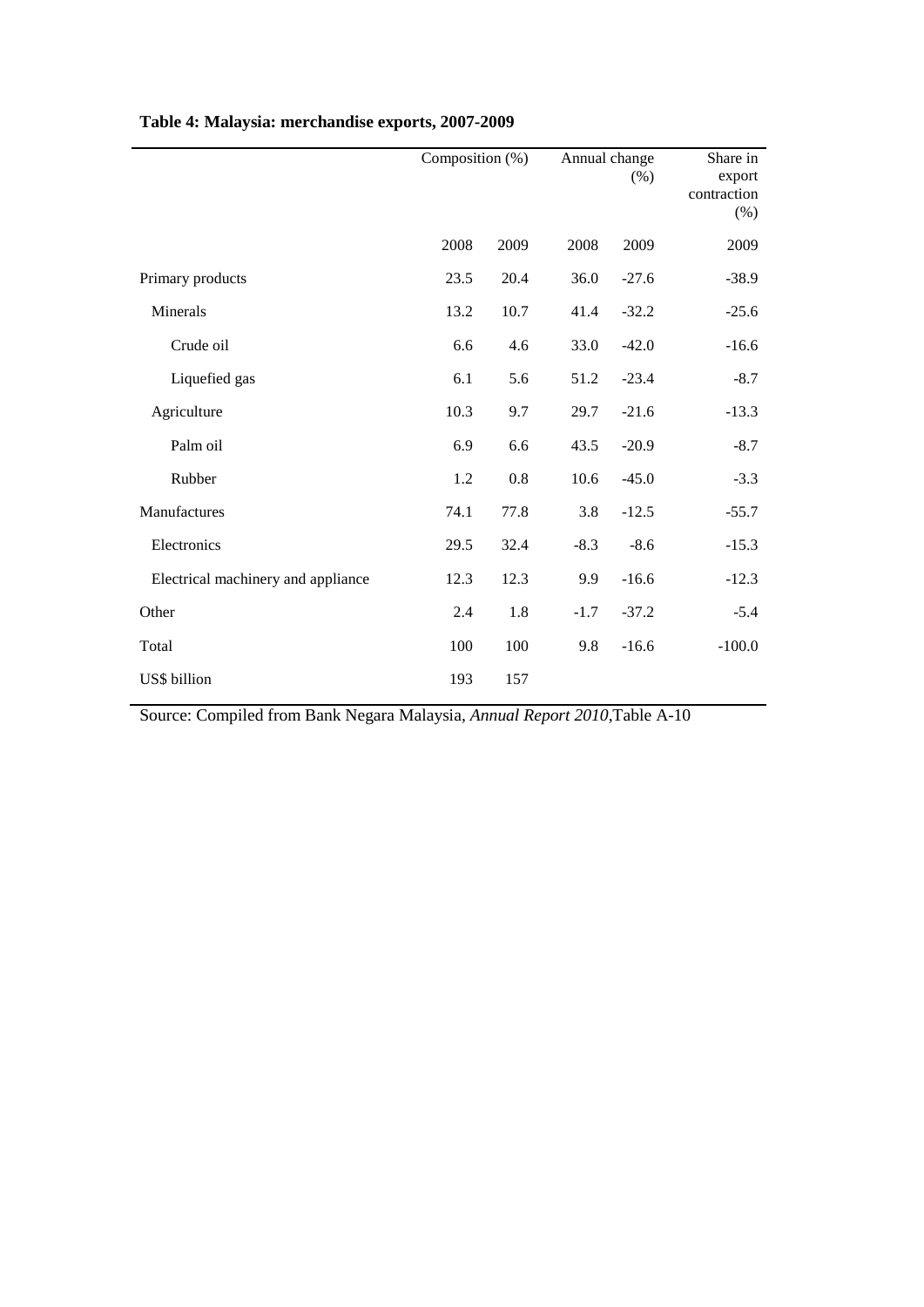**Table 4: Malaysia: merchandise exports, 2007-2009**

| | Composition (%) | | Annual change (%) | | Share in export contraction (%) |
|---|---|---|---|---|---|
| | 2008 | 2009 | 2008 | 2009 | 2009 |
| Primary products | 23.5 | 20.4 | 36.0 | -27.6 | -38.9 |
| Minerals | 13.2 | 10.7 | 41.4 | -32.2 | -25.6 |
| Crude oil | 6.6 | 4.6 | 33.0 | -42.0 | -16.6 |
| Liquefied gas | 6.1 | 5.6 | 51.2 | -23.4 | -8.7 |
| Agriculture | 10.3 | 9.7 | 29.7 | -21.6 | -13.3 |
| Palm oil | 6.9 | 6.6 | 43.5 | -20.9 | -8.7 |
| Rubber | 1.2 | 0.8 | 10.6 | -45.0 | -3.3 |
| Manufactures | 74.1 | 77.8 | 3.8 | -12.5 | -55.7 |
| Electronics | 29.5 | 32.4 | -8.3 | -8.6 | -15.3 |
| Electrical machinery and appliance | 12.3 | 12.3 | 9.9 | -16.6 | -12.3 |
| Other | 2.4 | 1.8 | -1.7 | -37.2 | -5.4 |
| Total | 100 | 100 | 9.8 | -16.6 | -100.0 |
| US$ billion | 193 | 157 | | | |

Source: Compiled from Bank Negara Malaysia, *Annual Report 2010*,Table A-10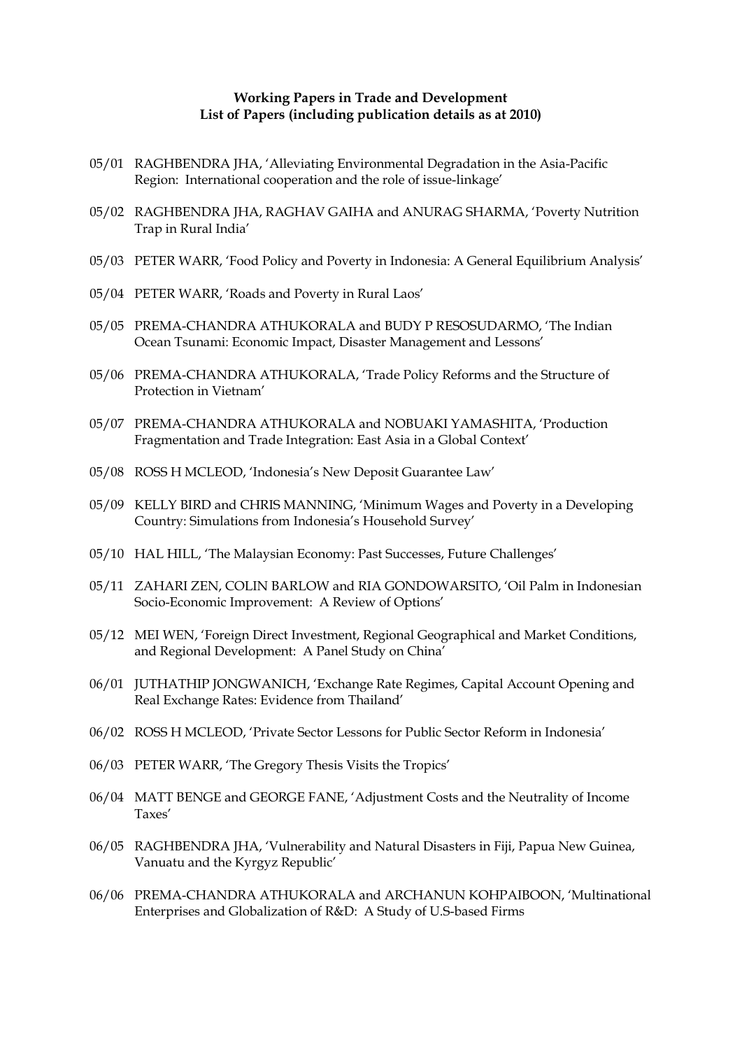**Working Papers in Trade and Development**
**List of Papers (including publication details as at 2010)**

05/01 RAGHBENDRA JHA, 'Alleviating Environmental Degradation in the Asia-Pacific Region: International cooperation and the role of issue-linkage'

05/02 RAGHBENDRA JHA, RAGHAV GAIHA and ANURAG SHARMA, 'Poverty Nutrition Trap in Rural India'

05/03 PETER WARR, 'Food Policy and Poverty in Indonesia: A General Equilibrium Analysis'

05/04 PETER WARR, 'Roads and Poverty in Rural Laos'

05/05 PREMA-CHANDRA ATHUKORALA and BUDY P RESOSUDARMO, 'The Indian Ocean Tsunami: Economic Impact, Disaster Management and Lessons'

05/06 PREMA-CHANDRA ATHUKORALA, 'Trade Policy Reforms and the Structure of Protection in Vietnam'

05/07 PREMA-CHANDRA ATHUKORALA and NOBUAKI YAMASHITA, 'Production Fragmentation and Trade Integration: East Asia in a Global Context'

05/08 ROSS H MCLEOD, 'Indonesia's New Deposit Guarantee Law'

05/09 KELLY BIRD and CHRIS MANNING, 'Minimum Wages and Poverty in a Developing Country: Simulations from Indonesia's Household Survey'

05/10 HAL HILL, 'The Malaysian Economy: Past Successes, Future Challenges'

05/11 ZAHARI ZEN, COLIN BARLOW and RIA GONDOWARSITO, 'Oil Palm in Indonesian Socio-Economic Improvement: A Review of Options'

05/12 MEI WEN, 'Foreign Direct Investment, Regional Geographical and Market Conditions, and Regional Development: A Panel Study on China'

06/01 JUTHATHIP JONGWANICH, 'Exchange Rate Regimes, Capital Account Opening and Real Exchange Rates: Evidence from Thailand'

06/02 ROSS H MCLEOD, 'Private Sector Lessons for Public Sector Reform in Indonesia'

06/03 PETER WARR, 'The Gregory Thesis Visits the Tropics'

06/04 MATT BENGE and GEORGE FANE, 'Adjustment Costs and the Neutrality of Income Taxes'

06/05 RAGHBENDRA JHA, 'Vulnerability and Natural Disasters in Fiji, Papua New Guinea, Vanuatu and the Kyrgyz Republic'

06/06 PREMA-CHANDRA ATHUKORALA and ARCHANUN KOHPAIBOON, 'Multinational Enterprises and Globalization of R&D: A Study of U.S-based Firms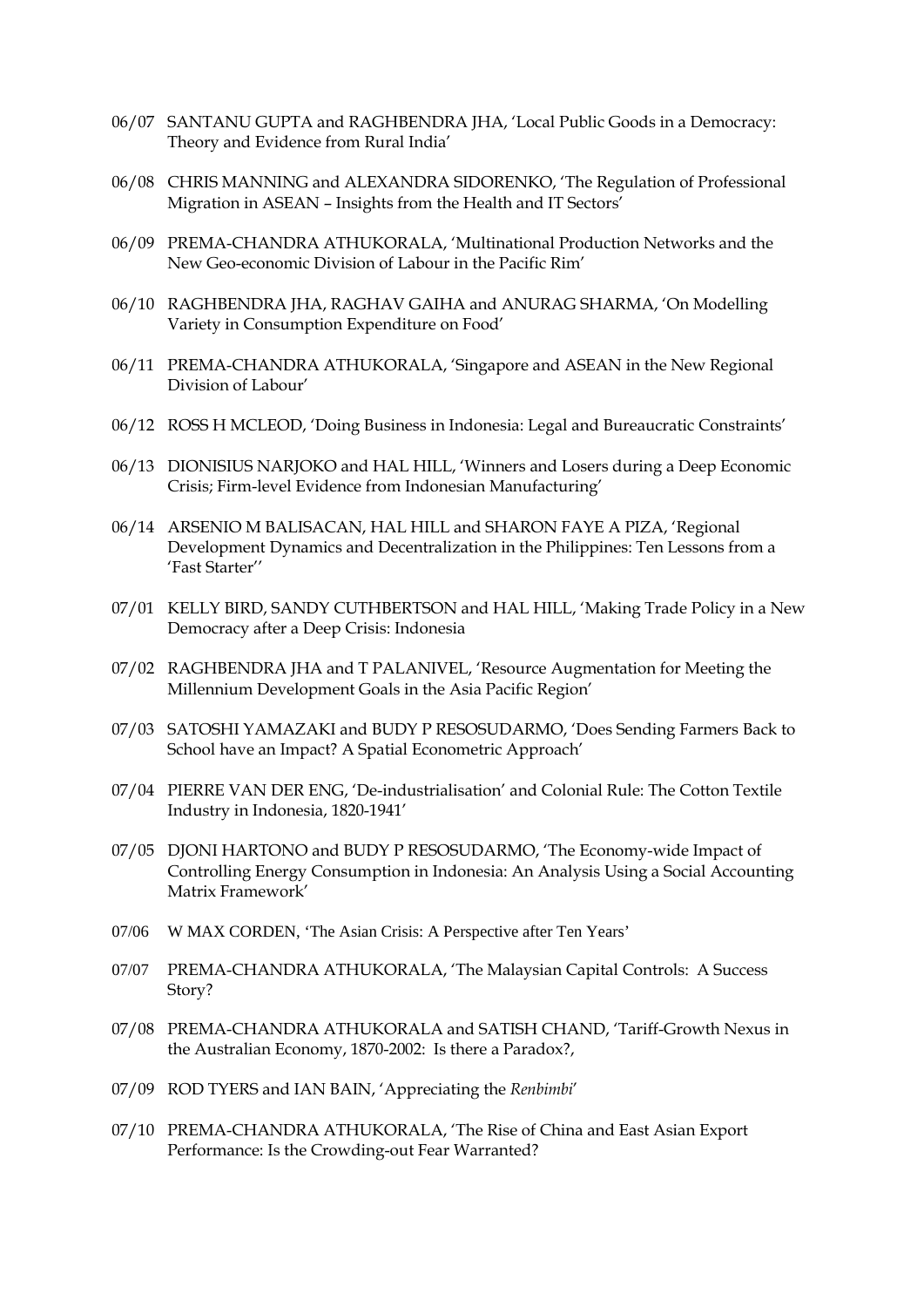06/07 SANTANU GUPTA and RAGHBENDRA JHA, 'Local Public Goods in a Democracy: Theory and Evidence from Rural India'

06/08 CHRIS MANNING and ALEXANDRA SIDORENKO, 'The Regulation of Professional Migration in ASEAN – Insights from the Health and IT Sectors'

06/09 PREMA-CHANDRA ATHUKORALA, 'Multinational Production Networks and the New Geo-economic Division of Labour in the Pacific Rim'

06/10 RAGHBENDRA JHA, RAGHAV GAIHA and ANURAG SHARMA, 'On Modelling Variety in Consumption Expenditure on Food'

06/11 PREMA-CHANDRA ATHUKORALA, 'Singapore and ASEAN in the New Regional Division of Labour'

06/12 ROSS H MCLEOD, 'Doing Business in Indonesia: Legal and Bureaucratic Constraints'

06/13 DIONISIUS NARJOKO and HAL HILL, 'Winners and Losers during a Deep Economic Crisis; Firm-level Evidence from Indonesian Manufacturing'

06/14 ARSENIO M BALISACAN, HAL HILL and SHARON FAYE A PIZA, 'Regional Development Dynamics and Decentralization in the Philippines: Ten Lessons from a 'Fast Starter''

07/01 KELLY BIRD, SANDY CUTHBERTSON and HAL HILL, 'Making Trade Policy in a New Democracy after a Deep Crisis: Indonesia

07/02 RAGHBENDRA JHA and T PALANIVEL, 'Resource Augmentation for Meeting the Millennium Development Goals in the Asia Pacific Region'

07/03 SATOSHI YAMAZAKI and BUDY P RESOSUDARMO, 'Does Sending Farmers Back to School have an Impact? A Spatial Econometric Approach'

07/04 PIERRE VAN DER ENG, 'De-industrialisation' and Colonial Rule: The Cotton Textile Industry in Indonesia, 1820-1941'

07/05 DJONI HARTONO and BUDY P RESOSUDARMO, 'The Economy-wide Impact of Controlling Energy Consumption in Indonesia: An Analysis Using a Social Accounting Matrix Framework'

07/06 W MAX CORDEN, 'The Asian Crisis: A Perspective after Ten Years'

07/07 PREMA-CHANDRA ATHUKORALA, 'The Malaysian Capital Controls: A Success Story?

07/08 PREMA-CHANDRA ATHUKORALA and SATISH CHAND, 'Tariff-Growth Nexus in the Australian Economy, 1870-2002: Is there a Paradox?,

07/09 ROD TYERS and IAN BAIN, 'Appreciating the *Renbimbi*'

07/10 PREMA-CHANDRA ATHUKORALA, 'The Rise of China and East Asian Export Performance: Is the Crowding-out Fear Warranted?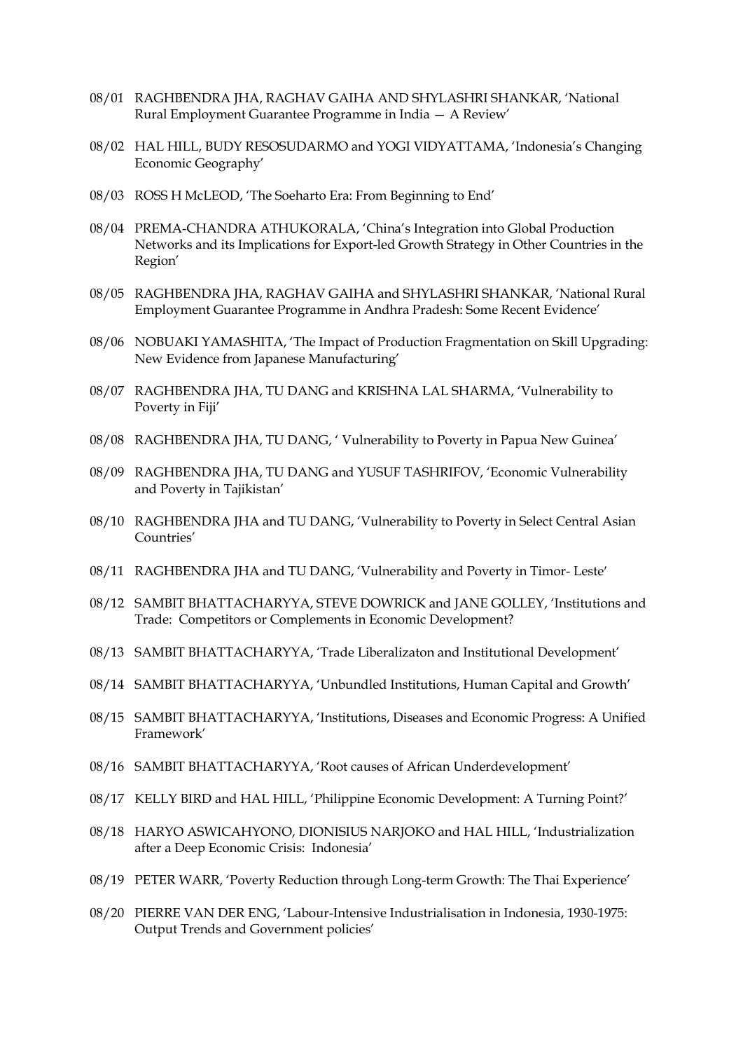08/01 RAGHBENDRA JHA, RAGHAV GAIHA AND SHYLASHRI SHANKAR, 'National Rural Employment Guarantee Programme in India — A Review'

08/02 HAL HILL, BUDY RESOSUDARMO and YOGI VIDYATTAMA, 'Indonesia's Changing Economic Geography'

08/03 ROSS H McLEOD, 'The Soeharto Era: From Beginning to End'

08/04 PREMA-CHANDRA ATHUKORALA, 'China's Integration into Global Production Networks and its Implications for Export-led Growth Strategy in Other Countries in the Region'

08/05 RAGHBENDRA JHA, RAGHAV GAIHA and SHYLASHRI SHANKAR, 'National Rural Employment Guarantee Programme in Andhra Pradesh: Some Recent Evidence'

08/06 NOBUAKI YAMASHITA, 'The Impact of Production Fragmentation on Skill Upgrading: New Evidence from Japanese Manufacturing'

08/07 RAGHBENDRA JHA, TU DANG and KRISHNA LAL SHARMA, 'Vulnerability to Poverty in Fiji'

08/08 RAGHBENDRA JHA, TU DANG, ' Vulnerability to Poverty in Papua New Guinea'

08/09 RAGHBENDRA JHA, TU DANG and YUSUF TASHRIFOV, 'Economic Vulnerability and Poverty in Tajikistan'

08/10 RAGHBENDRA JHA and TU DANG, 'Vulnerability to Poverty in Select Central Asian Countries'

08/11 RAGHBENDRA JHA and TU DANG, 'Vulnerability and Poverty in Timor- Leste'

08/12 SAMBIT BHATTACHARYYA, STEVE DOWRICK and JANE GOLLEY, 'Institutions and Trade: Competitors or Complements in Economic Development?

08/13 SAMBIT BHATTACHARYYA, 'Trade Liberalizaton and Institutional Development'

08/14 SAMBIT BHATTACHARYYA, 'Unbundled Institutions, Human Capital and Growth'

08/15 SAMBIT BHATTACHARYYA, 'Institutions, Diseases and Economic Progress: A Unified Framework'

08/16 SAMBIT BHATTACHARYYA, 'Root causes of African Underdevelopment'

08/17 KELLY BIRD and HAL HILL, 'Philippine Economic Development: A Turning Point?'

08/18 HARYO ASWICAHYONO, DIONISIUS NARJOKO and HAL HILL, 'Industrialization after a Deep Economic Crisis: Indonesia'

08/19 PETER WARR, 'Poverty Reduction through Long-term Growth: The Thai Experience'

08/20 PIERRE VAN DER ENG, 'Labour-Intensive Industrialisation in Indonesia, 1930-1975: Output Trends and Government policies'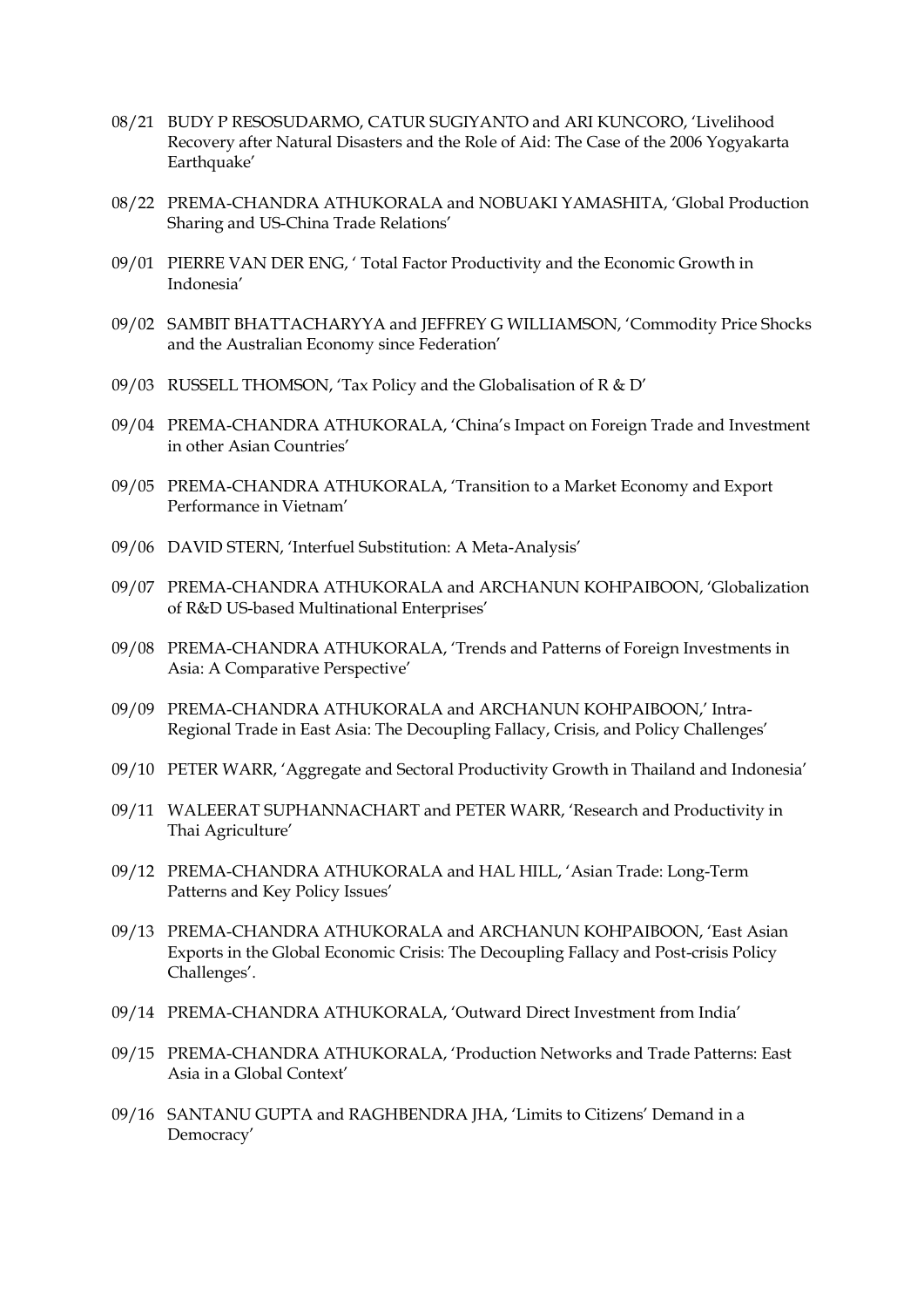08/21 BUDY P RESOSUDARMO, CATUR SUGIYANTO and ARI KUNCORO, 'Livelihood Recovery after Natural Disasters and the Role of Aid: The Case of the 2006 Yogyakarta Earthquake'

08/22 PREMA-CHANDRA ATHUKORALA and NOBUAKI YAMASHITA, 'Global Production Sharing and US-China Trade Relations'

09/01 PIERRE VAN DER ENG, ' Total Factor Productivity and the Economic Growth in Indonesia'

09/02 SAMBIT BHATTACHARYYA and JEFFREY G WILLIAMSON, 'Commodity Price Shocks and the Australian Economy since Federation'

09/03 RUSSELL THOMSON, 'Tax Policy and the Globalisation of R & D'

09/04 PREMA-CHANDRA ATHUKORALA, 'China's Impact on Foreign Trade and Investment in other Asian Countries'

09/05 PREMA-CHANDRA ATHUKORALA, 'Transition to a Market Economy and Export Performance in Vietnam'

09/06 DAVID STERN, 'Interfuel Substitution: A Meta-Analysis'

09/07 PREMA-CHANDRA ATHUKORALA and ARCHANUN KOHPAIBOON, 'Globalization of R&D US-based Multinational Enterprises'

09/08 PREMA-CHANDRA ATHUKORALA, 'Trends and Patterns of Foreign Investments in Asia: A Comparative Perspective'

09/09 PREMA-CHANDRA ATHUKORALA and ARCHANUN KOHPAIBOON,' Intra-Regional Trade in East Asia: The Decoupling Fallacy, Crisis, and Policy Challenges'

09/10 PETER WARR, 'Aggregate and Sectoral Productivity Growth in Thailand and Indonesia'

09/11 WALEERAT SUPHANNACHART and PETER WARR, 'Research and Productivity in Thai Agriculture'

09/12 PREMA-CHANDRA ATHUKORALA and HAL HILL, 'Asian Trade: Long-Term Patterns and Key Policy Issues'

09/13 PREMA-CHANDRA ATHUKORALA and ARCHANUN KOHPAIBOON, 'East Asian Exports in the Global Economic Crisis: The Decoupling Fallacy and Post-crisis Policy Challenges'.

09/14 PREMA-CHANDRA ATHUKORALA, 'Outward Direct Investment from India'

09/15 PREMA-CHANDRA ATHUKORALA, 'Production Networks and Trade Patterns: East Asia in a Global Context'

09/16 SANTANU GUPTA and RAGHBENDRA JHA, 'Limits to Citizens' Demand in a Democracy'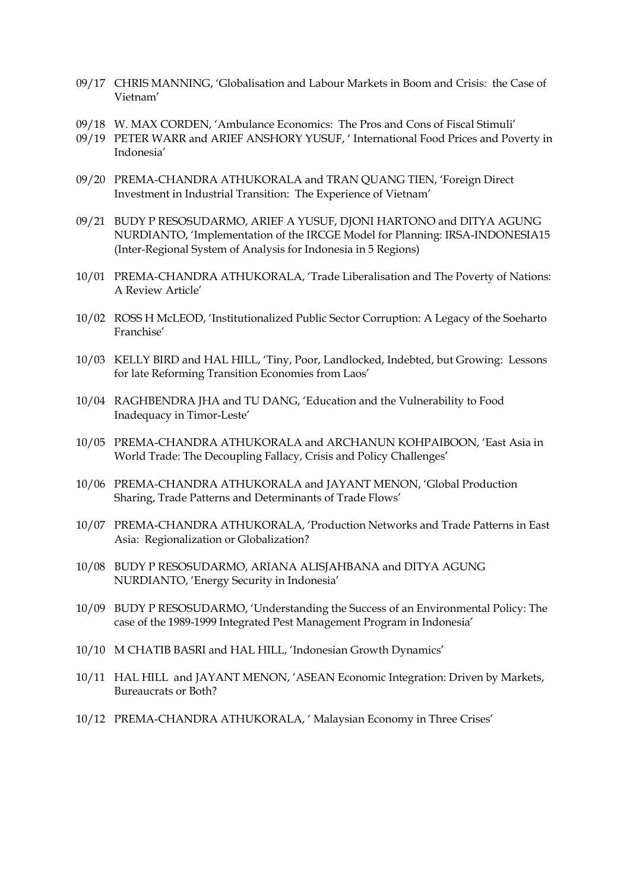09/17 CHRIS MANNING, ‘Globalisation and Labour Markets in Boom and Crisis: the Case of Vietnam’

09/18 W. MAX CORDEN, ‘Ambulance Economics: The Pros and Cons of Fiscal Stimuli’

09/19 PETER WARR and ARIEF ANSHORY YUSUF, ‘ International Food Prices and Poverty in Indonesia’

09/20 PREMA-CHANDRA ATHUKORALA and TRAN QUANG TIEN, ‘Foreign Direct Investment in Industrial Transition: The Experience of Vietnam’

09/21 BUDY P RESOSUDARMO, ARIEF A YUSUF, DJONI HARTONO and DITYA AGUNG NURDIANTO, ‘Implementation of the IRCGE Model for Planning: IRSA-INDONESIA15 (Inter-Regional System of Analysis for Indonesia in 5 Regions)

10/01 PREMA-CHANDRA ATHUKORALA, ‘Trade Liberalisation and The Poverty of Nations: A Review Article’

10/02 ROSS H McLEOD, ‘Institutionalized Public Sector Corruption: A Legacy of the Soeharto Franchise’

10/03 KELLY BIRD and HAL HILL, ‘Tiny, Poor, Landlocked, Indebted, but Growing: Lessons for late Reforming Transition Economies from Laos’

10/04 RAGHBENDRA JHA and TU DANG, ‘Education and the Vulnerability to Food Inadequacy in Timor-Leste’

10/05 PREMA-CHANDRA ATHUKORALA and ARCHANUN KOHPAIBOON, ‘East Asia in World Trade: The Decoupling Fallacy, Crisis and Policy Challenges’

10/06 PREMA-CHANDRA ATHUKORALA and JAYANT MENON, ‘Global Production Sharing, Trade Patterns and Determinants of Trade Flows’

10/07 PREMA-CHANDRA ATHUKORALA, ‘Production Networks and Trade Patterns in East Asia: Regionalization or Globalization?

10/08 BUDY P RESOSUDARMO, ARIANA ALISJAHBANA and DITYA AGUNG NURDIANTO, ‘Energy Security in Indonesia’

10/09 BUDY P RESOSUDARMO, ‘Understanding the Success of an Environmental Policy: The case of the 1989-1999 Integrated Pest Management Program in Indonesia’

10/10 M CHATIB BASRI and HAL HILL, ‘Indonesian Growth Dynamics’

10/11 HAL HILL and JAYANT MENON, ‘ASEAN Economic Integration: Driven by Markets, Bureaucrats or Both?

10/12 PREMA-CHANDRA ATHUKORALA, ‘ Malaysian Economy in Three Crises’